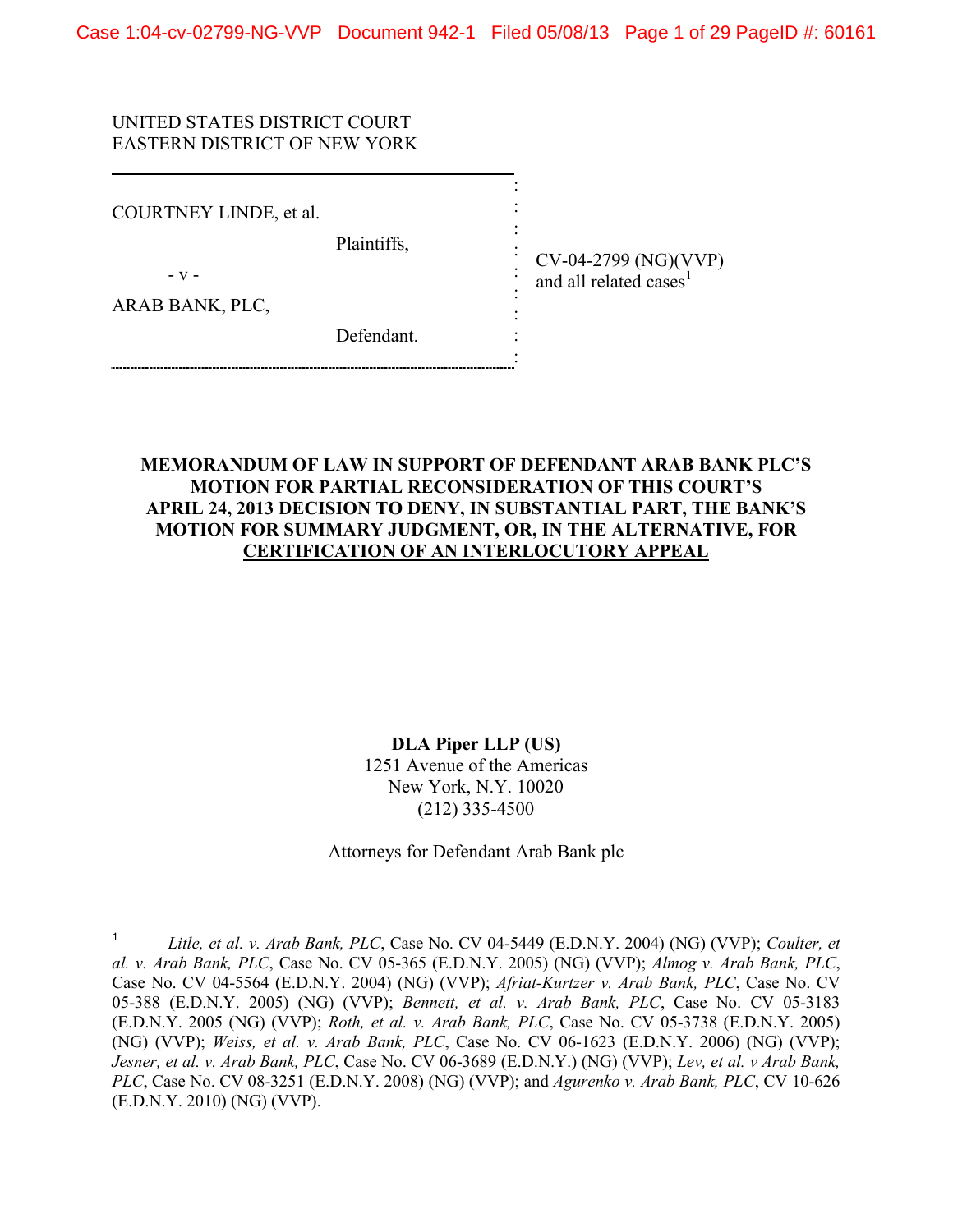UNITED STATES DISTRICT COURT
EASTERN DISTRICT OF NEW YORK

COURTNEY LINDE, et al.

Plaintiffs,

- v -

ARAB BANK, PLC,

Defendant.

CV-04-2799 (NG)(VVP)
and all related cases[1]

**MEMORANDUM OF LAW IN SUPPORT OF DEFENDANT ARAB BANK PLC'S MOTION FOR PARTIAL RECONSIDERATION OF THIS COURT'S APRIL 24, 2013 DECISION TO DENY, IN SUBSTANTIAL PART, THE BANK'S MOTION FOR SUMMARY JUDGMENT, OR, IN THE ALTERNATIVE, FOR CERTIFICATION OF AN INTERLOCUTORY APPEAL**

**DLA Piper LLP (US)**
1251 Avenue of the Americas
New York, N.Y. 10020
(212) 335-4500

Attorneys for Defendant Arab Bank plc

---

[1] *Litle, et al. v. Arab Bank, PLC*, Case No. CV 04-5449 (E.D.N.Y. 2004) (NG) (VVP); *Coulter, et al. v. Arab Bank, PLC*, Case No. CV 05-365 (E.D.N.Y. 2005) (NG) (VVP); *Almog v. Arab Bank, PLC*, Case No. CV 04-5564 (E.D.N.Y. 2004) (NG) (VVP); *Afriat-Kurtzer v. Arab Bank, PLC*, Case No. CV 05-388 (E.D.N.Y. 2005) (NG) (VVP); *Bennett, et al. v. Arab Bank, PLC*, Case No. CV 05-3183 (E.D.N.Y. 2005 (NG) (VVP); *Roth, et al. v. Arab Bank, PLC*, Case No. CV 05-3738 (E.D.N.Y. 2005) (NG) (VVP); *Weiss, et al. v. Arab Bank, PLC*, Case No. CV 06-1623 (E.D.N.Y. 2006) (NG) (VVP); *Jesner, et al. v. Arab Bank, PLC*, Case No. CV 06-3689 (E.D.N.Y.) (NG) (VVP); *Lev, et al. v Arab Bank, PLC*, Case No. CV 08-3251 (E.D.N.Y. 2008) (NG) (VVP); and *Agurenko v. Arab Bank, PLC*, CV 10-626 (E.D.N.Y. 2010) (NG) (VVP).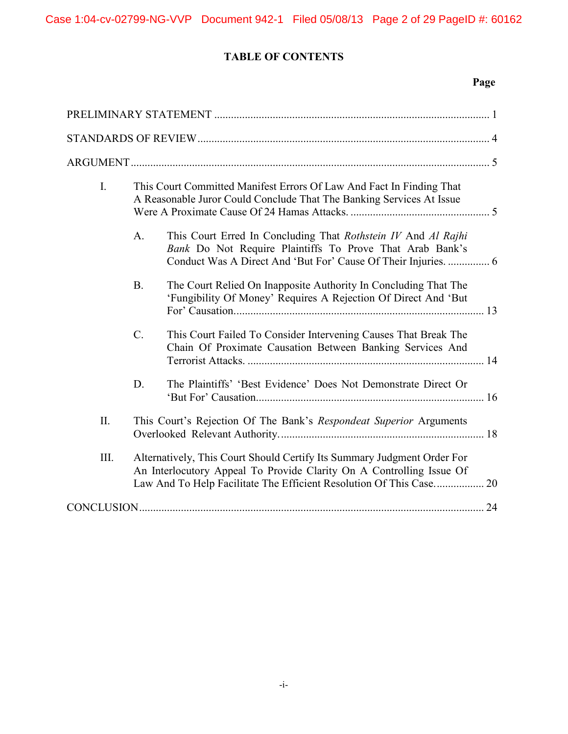# TABLE OF CONTENTS

| | Page |
|---|---|
| PRELIMINARY STATEMENT | 1 |
| STANDARDS OF REVIEW | 4 |
| ARGUMENT | 5 |
| I. This Court Committed Manifest Errors Of Law And Fact In Finding That A Reasonable Juror Could Conclude That The Banking Services At Issue Were A Proximate Cause Of 24 Hamas Attacks. | 5 |
| A. This Court Erred In Concluding That *Rothstein IV* And *Al Rajhi Bank* Do Not Require Plaintiffs To Prove That Arab Bank's Conduct Was A Direct And 'But For' Cause Of Their Injuries. | 6 |
| B. The Court Relied On Inapposite Authority In Concluding That The 'Fungibility Of Money' Requires A Rejection Of Direct And 'But For' Causation. | 13 |
| C. This Court Failed To Consider Intervening Causes That Break The Chain Of Proximate Causation Between Banking Services And Terrorist Attacks. | 14 |
| D. The Plaintiffs' 'Best Evidence' Does Not Demonstrate Direct Or 'But For' Causation. | 16 |
| II. This Court's Rejection Of The Bank's *Respondeat Superior* Arguments Overlooked Relevant Authority. | 18 |
| III. Alternatively, This Court Should Certify Its Summary Judgment Order For An Interlocutory Appeal To Provide Clarity On A Controlling Issue Of Law And To Help Facilitate The Efficient Resolution Of This Case. | 20 |
| CONCLUSION | 24 |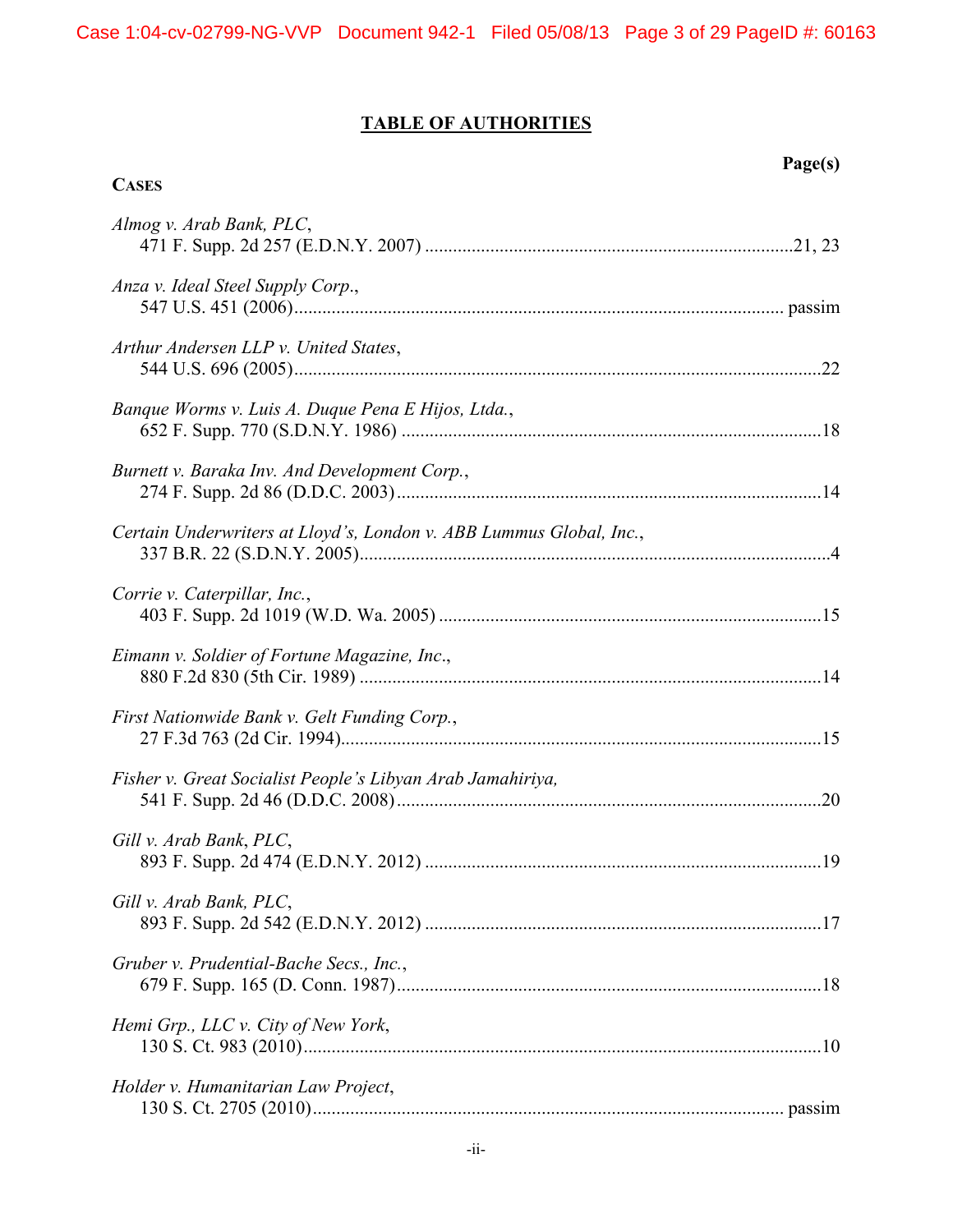# TABLE OF AUTHORITIES

**Page(s)**

**CASES**

*Almog v. Arab Bank, PLC*,
471 F. Supp. 2d 257 (E.D.N.Y. 2007) .....21, 23

*Anza v. Ideal Steel Supply Corp.*,
547 U.S. 451 (2006)..... passim

*Arthur Andersen LLP v. United States*,
544 U.S. 696 (2005).....22

*Banque Worms v. Luis A. Duque Pena E Hijos, Ltda.*,
652 F. Supp. 770 (S.D.N.Y. 1986) .....18

*Burnett v. Baraka Inv. And Development Corp.*,
274 F. Supp. 2d 86 (D.D.C. 2003).....14

*Certain Underwriters at Lloyd's, London v. ABB Lummus Global, Inc.*,
337 B.R. 22 (S.D.N.Y. 2005).....4

*Corrie v. Caterpillar, Inc.*,
403 F. Supp. 2d 1019 (W.D. Wa. 2005) .....15

*Eimann v. Soldier of Fortune Magazine, Inc.*,
880 F.2d 830 (5th Cir. 1989) .....14

*First Nationwide Bank v. Gelt Funding Corp.*,
27 F.3d 763 (2d Cir. 1994).....15

*Fisher v. Great Socialist People's Libyan Arab Jamahiriya,*
541 F. Supp. 2d 46 (D.D.C. 2008).....20

*Gill v. Arab Bank, PLC*,
893 F. Supp. 2d 474 (E.D.N.Y. 2012) .....19

*Gill v. Arab Bank, PLC*,
893 F. Supp. 2d 542 (E.D.N.Y. 2012) .....17

*Gruber v. Prudential-Bache Secs., Inc.*,
679 F. Supp. 165 (D. Conn. 1987).....18

*Hemi Grp., LLC v. City of New York*,
130 S. Ct. 983 (2010).....10

*Holder v. Humanitarian Law Project*,
130 S. Ct. 2705 (2010)..... passim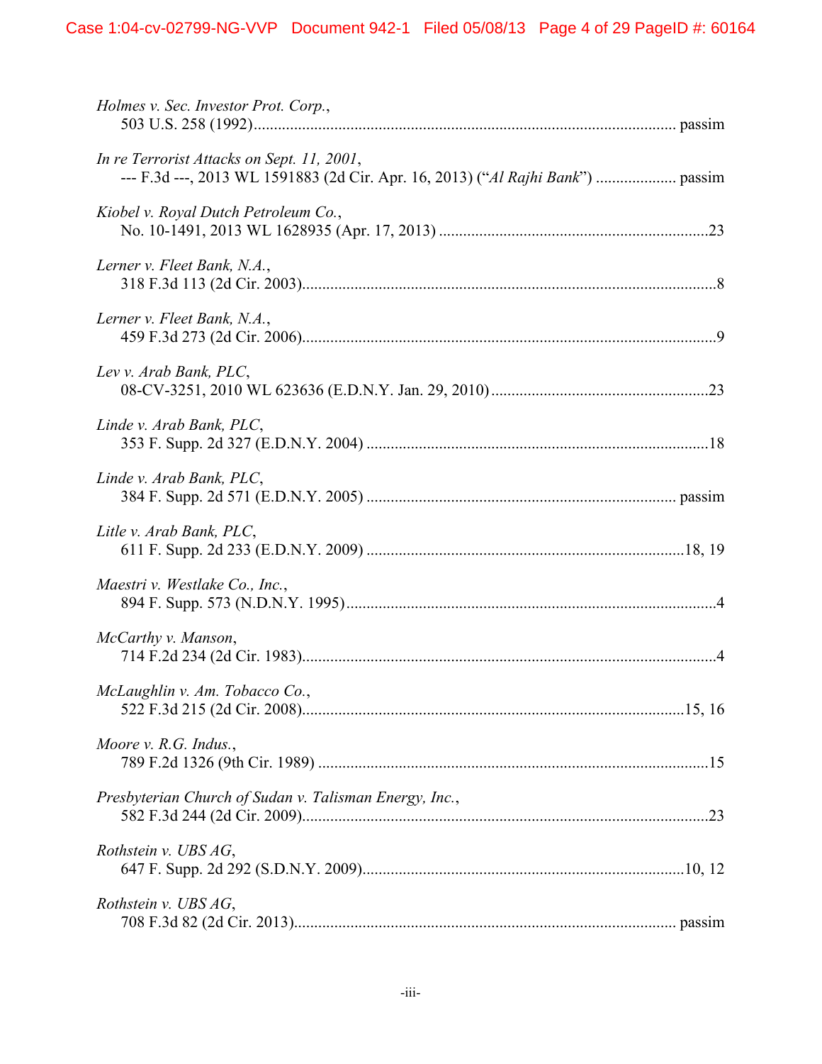*Holmes v. Sec. Investor Prot. Corp.*,
503 U.S. 258 (1992)........................................................................................................ passim

*In re Terrorist Attacks on Sept. 11, 2001*,
--- F.3d ---, 2013 WL 1591883 (2d Cir. Apr. 16, 2013) ("*Al Rajhi Bank*") .................... passim

*Kiobel v. Royal Dutch Petroleum Co.*,
No. 10-1491, 2013 WL 1628935 (Apr. 17, 2013) ..................................................................23

*Lerner v. Fleet Bank, N.A.*,
318 F.3d 113 (2d Cir. 2003)........................................................................................................8

*Lerner v. Fleet Bank, N.A.*,
459 F.3d 273 (2d Cir. 2006)........................................................................................................9

*Lev v. Arab Bank, PLC*,
08-CV-3251, 2010 WL 623636 (E.D.N.Y. Jan. 29, 2010) .....................................................23

*Linde v. Arab Bank, PLC*,
353 F. Supp. 2d 327 (E.D.N.Y. 2004) ....................................................................................18

*Linde v. Arab Bank, PLC*,
384 F. Supp. 2d 571 (E.D.N.Y. 2005) ............................................................................ passim

*Litle v. Arab Bank, PLC*,
611 F. Supp. 2d 233 (E.D.N.Y. 2009) .............................................................................18, 19

*Maestri v. Westlake Co., Inc.*,
894 F. Supp. 573 (N.D.N.Y. 1995)...........................................................................................4

*McCarthy v. Manson*,
714 F.2d 234 (2d Cir. 1983).......................................................................................................4

*McLaughlin v. Am. Tobacco Co.*,
522 F.3d 215 (2d Cir. 2008)...............................................................................................15, 16

*Moore v. R.G. Indus.*,
789 F.2d 1326 (9th Cir. 1989) ................................................................................................15

*Presbyterian Church of Sudan v. Talisman Energy, Inc.*,
582 F.3d 244 (2d Cir. 2009)....................................................................................................23

*Rothstein v. UBS AG*,
647 F. Supp. 2d 292 (S.D.N.Y. 2009)...............................................................................10, 12

*Rothstein v. UBS AG*,
708 F.3d 82 (2d Cir. 2013).............................................................................................. passim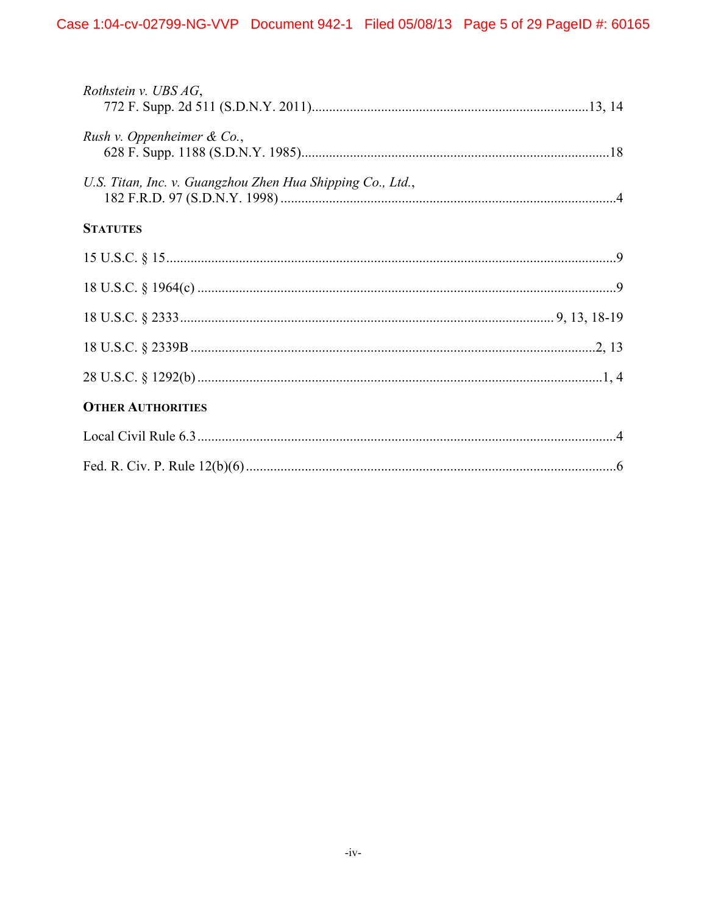*Rothstein v. UBS AG*,
772 F. Supp. 2d 511 (S.D.N.Y. 2011)....................................................................................13, 14

*Rush v. Oppenheimer & Co.*,
628 F. Supp. 1188 (S.D.N.Y. 1985)............................................................................................18

*U.S. Titan, Inc. v. Guangzhou Zhen Hua Shipping Co., Ltd.*,
182 F.R.D. 97 (S.D.N.Y. 1998) ...................................................................................................4

**STATUTES**

15 U.S.C. § 15.................................................................................................................................9

18 U.S.C. § 1964(c) ........................................................................................................................9

18 U.S.C. § 2333.......................................................................................................... 9, 13, 18-19

18 U.S.C. § 2339B ....................................................................................................................2, 13

28 U.S.C. § 1292(b) ....................................................................................................................1, 4

**OTHER AUTHORITIES**

Local Civil Rule 6.3.........................................................................................................................4

Fed. R. Civ. P. Rule 12(b)(6) ...........................................................................................................6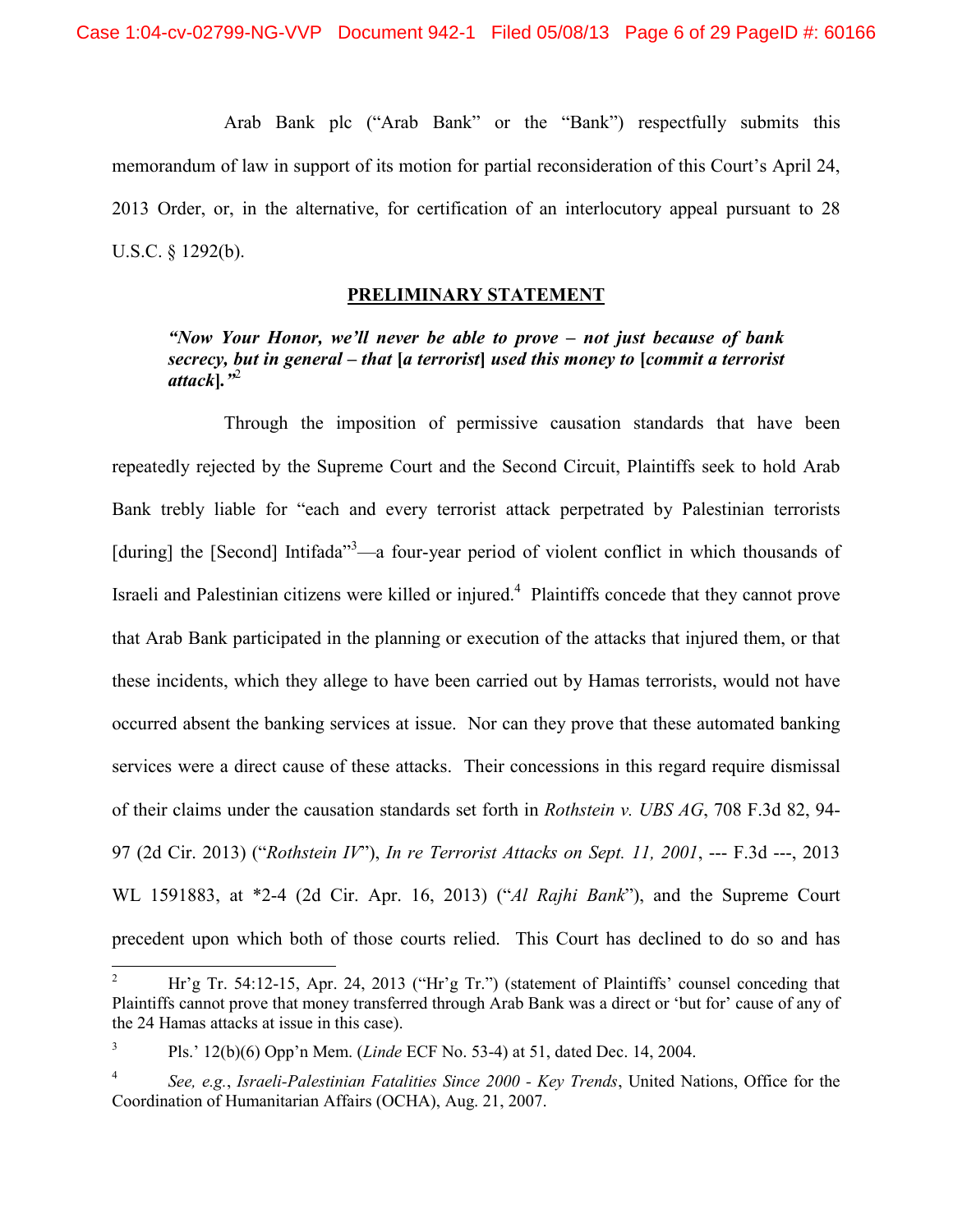Arab Bank plc ("Arab Bank" or the "Bank") respectfully submits this memorandum of law in support of its motion for partial reconsideration of this Court's April 24, 2013 Order, or, in the alternative, for certification of an interlocutory appeal pursuant to 28 U.S.C. § 1292(b).

## PRELIMINARY STATEMENT

> ***"Now Your Honor, we'll never be able to prove – not just because of bank secrecy, but in general – that [a terrorist] used this money to [commit a terrorist attack]."***[2]

Through the imposition of permissive causation standards that have been repeatedly rejected by the Supreme Court and the Second Circuit, Plaintiffs seek to hold Arab Bank trebly liable for "each and every terrorist attack perpetrated by Palestinian terrorists [during] the [Second] Intifada"[3]—a four-year period of violent conflict in which thousands of Israeli and Palestinian citizens were killed or injured.[4] Plaintiffs concede that they cannot prove that Arab Bank participated in the planning or execution of the attacks that injured them, or that these incidents, which they allege to have been carried out by Hamas terrorists, would not have occurred absent the banking services at issue. Nor can they prove that these automated banking services were a direct cause of these attacks. Their concessions in this regard require dismissal of their claims under the causation standards set forth in *Rothstein v. UBS AG*, 708 F.3d 82, 94-97 (2d Cir. 2013) ("*Rothstein IV*"), *In re Terrorist Attacks on Sept. 11, 2001*, --- F.3d ---, 2013 WL 1591883, at *2-4 (2d Cir. Apr. 16, 2013) ("*Al Rajhi Bank*"), and the Supreme Court precedent upon which both of those courts relied. This Court has declined to do so and has

---

[2] Hr'g Tr. 54:12-15, Apr. 24, 2013 ("Hr'g Tr.") (statement of Plaintiffs' counsel conceding that Plaintiffs cannot prove that money transferred through Arab Bank was a direct or 'but for' cause of any of the 24 Hamas attacks at issue in this case).

[3] Pls.' 12(b)(6) Opp'n Mem. (*Linde* ECF No. 53-4) at 51, dated Dec. 14, 2004.

[4] *See, e.g.*, *Israeli-Palestinian Fatalities Since 2000 - Key Trends*, United Nations, Office for the Coordination of Humanitarian Affairs (OCHA), Aug. 21, 2007.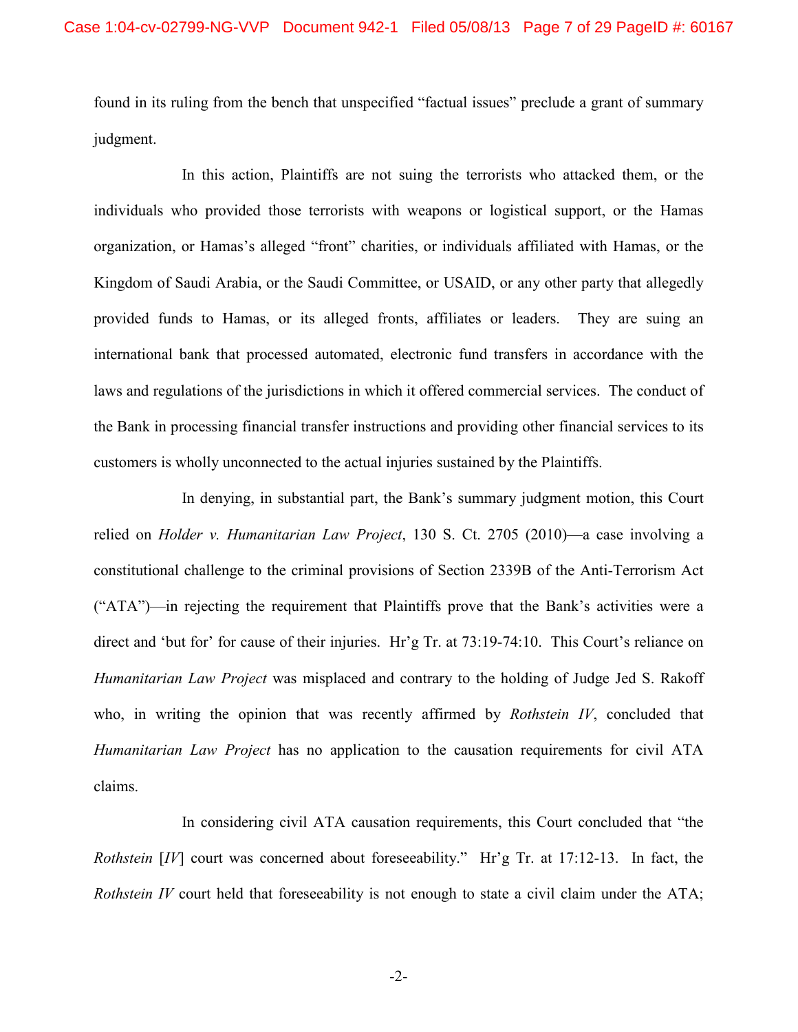found in its ruling from the bench that unspecified "factual issues" preclude a grant of summary judgment.

In this action, Plaintiffs are not suing the terrorists who attacked them, or the individuals who provided those terrorists with weapons or logistical support, or the Hamas organization, or Hamas's alleged "front" charities, or individuals affiliated with Hamas, or the Kingdom of Saudi Arabia, or the Saudi Committee, or USAID, or any other party that allegedly provided funds to Hamas, or its alleged fronts, affiliates or leaders. They are suing an international bank that processed automated, electronic fund transfers in accordance with the laws and regulations of the jurisdictions in which it offered commercial services. The conduct of the Bank in processing financial transfer instructions and providing other financial services to its customers is wholly unconnected to the actual injuries sustained by the Plaintiffs.

In denying, in substantial part, the Bank's summary judgment motion, this Court relied on *Holder v. Humanitarian Law Project*, 130 S. Ct. 2705 (2010)—a case involving a constitutional challenge to the criminal provisions of Section 2339B of the Anti-Terrorism Act ("ATA")—in rejecting the requirement that Plaintiffs prove that the Bank's activities were a direct and 'but for' for cause of their injuries. Hr'g Tr. at 73:19-74:10. This Court's reliance on *Humanitarian Law Project* was misplaced and contrary to the holding of Judge Jed S. Rakoff who, in writing the opinion that was recently affirmed by *Rothstein IV*, concluded that *Humanitarian Law Project* has no application to the causation requirements for civil ATA claims.

In considering civil ATA causation requirements, this Court concluded that "the *Rothstein* [*IV*] court was concerned about foreseeability." Hr'g Tr. at 17:12-13. In fact, the *Rothstein IV* court held that foreseeability is not enough to state a civil claim under the ATA;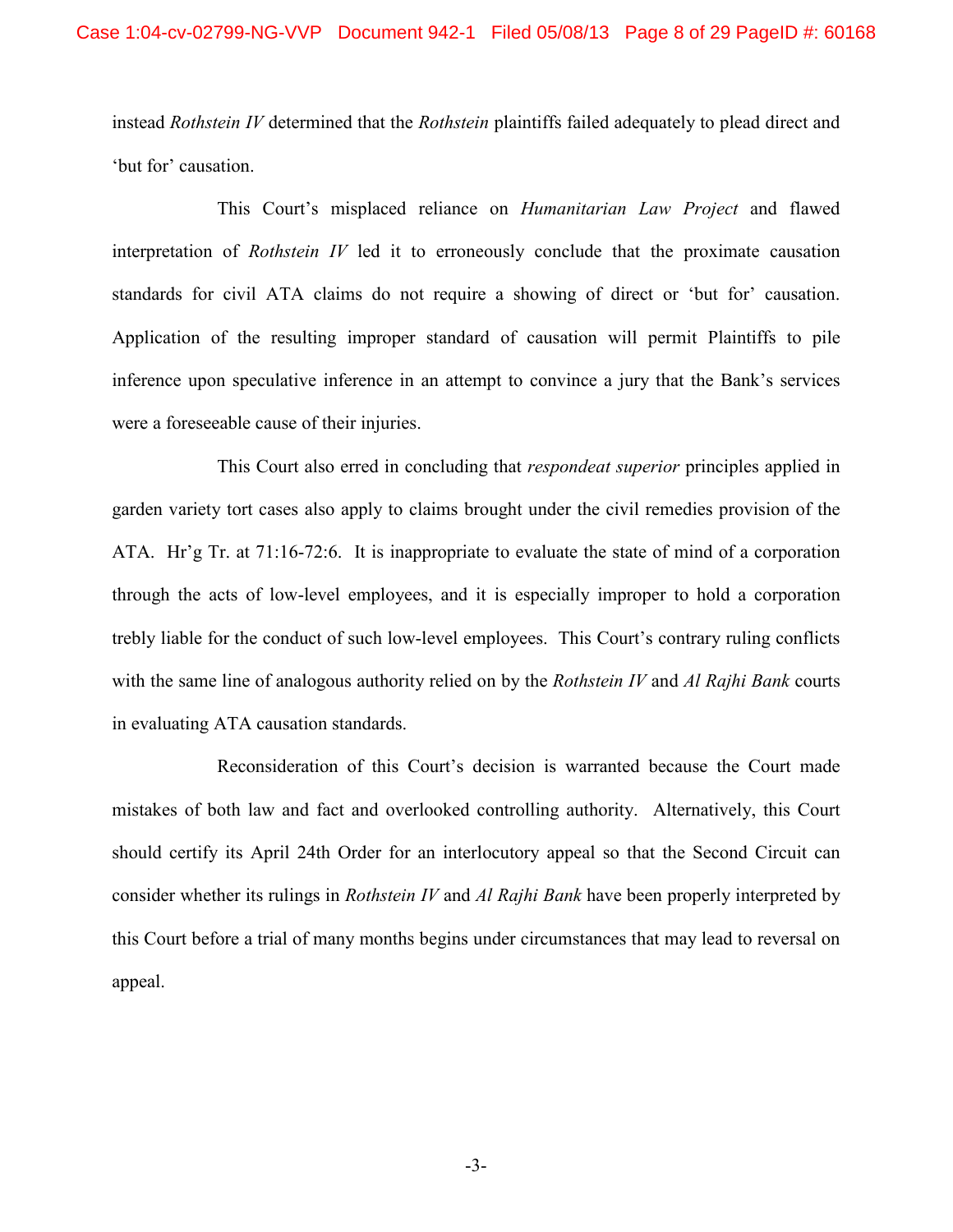instead *Rothstein IV* determined that the *Rothstein* plaintiffs failed adequately to plead direct and 'but for' causation.

This Court's misplaced reliance on *Humanitarian Law Project* and flawed interpretation of *Rothstein IV* led it to erroneously conclude that the proximate causation standards for civil ATA claims do not require a showing of direct or 'but for' causation. Application of the resulting improper standard of causation will permit Plaintiffs to pile inference upon speculative inference in an attempt to convince a jury that the Bank's services were a foreseeable cause of their injuries.

This Court also erred in concluding that *respondeat superior* principles applied in garden variety tort cases also apply to claims brought under the civil remedies provision of the ATA. Hr'g Tr. at 71:16-72:6. It is inappropriate to evaluate the state of mind of a corporation through the acts of low-level employees, and it is especially improper to hold a corporation trebly liable for the conduct of such low-level employees. This Court's contrary ruling conflicts with the same line of analogous authority relied on by the *Rothstein IV* and *Al Rajhi Bank* courts in evaluating ATA causation standards.

Reconsideration of this Court's decision is warranted because the Court made mistakes of both law and fact and overlooked controlling authority. Alternatively, this Court should certify its April 24th Order for an interlocutory appeal so that the Second Circuit can consider whether its rulings in *Rothstein IV* and *Al Rajhi Bank* have been properly interpreted by this Court before a trial of many months begins under circumstances that may lead to reversal on appeal.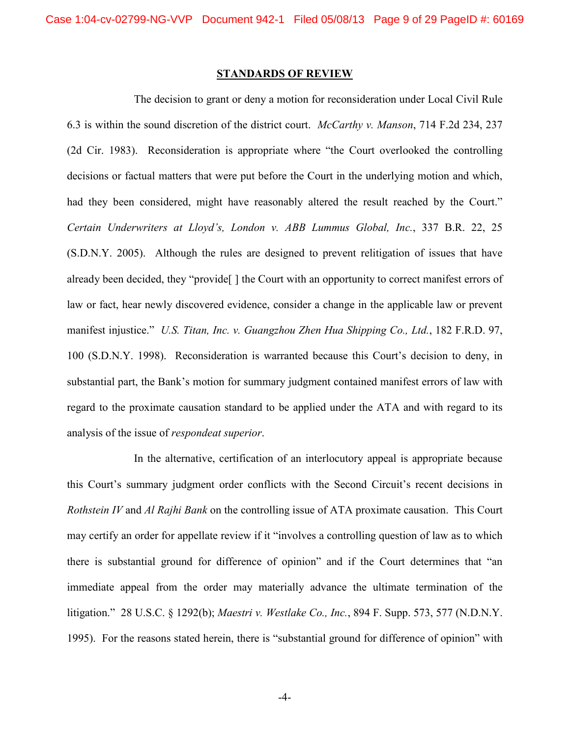## STANDARDS OF REVIEW

The decision to grant or deny a motion for reconsideration under Local Civil Rule 6.3 is within the sound discretion of the district court. *McCarthy v. Manson*, 714 F.2d 234, 237 (2d Cir. 1983). Reconsideration is appropriate where "the Court overlooked the controlling decisions or factual matters that were put before the Court in the underlying motion and which, had they been considered, might have reasonably altered the result reached by the Court." *Certain Underwriters at Lloyd's, London v. ABB Lummus Global, Inc.*, 337 B.R. 22, 25 (S.D.N.Y. 2005). Although the rules are designed to prevent relitigation of issues that have already been decided, they "provide[ ] the Court with an opportunity to correct manifest errors of law or fact, hear newly discovered evidence, consider a change in the applicable law or prevent manifest injustice." *U.S. Titan, Inc. v. Guangzhou Zhen Hua Shipping Co., Ltd.*, 182 F.R.D. 97, 100 (S.D.N.Y. 1998). Reconsideration is warranted because this Court's decision to deny, in substantial part, the Bank's motion for summary judgment contained manifest errors of law with regard to the proximate causation standard to be applied under the ATA and with regard to its analysis of the issue of *respondeat superior*.

In the alternative, certification of an interlocutory appeal is appropriate because this Court's summary judgment order conflicts with the Second Circuit's recent decisions in *Rothstein IV* and *Al Rajhi Bank* on the controlling issue of ATA proximate causation. This Court may certify an order for appellate review if it "involves a controlling question of law as to which there is substantial ground for difference of opinion" and if the Court determines that "an immediate appeal from the order may materially advance the ultimate termination of the litigation." 28 U.S.C. § 1292(b); *Maestri v. Westlake Co., Inc.*, 894 F. Supp. 573, 577 (N.D.N.Y. 1995). For the reasons stated herein, there is "substantial ground for difference of opinion" with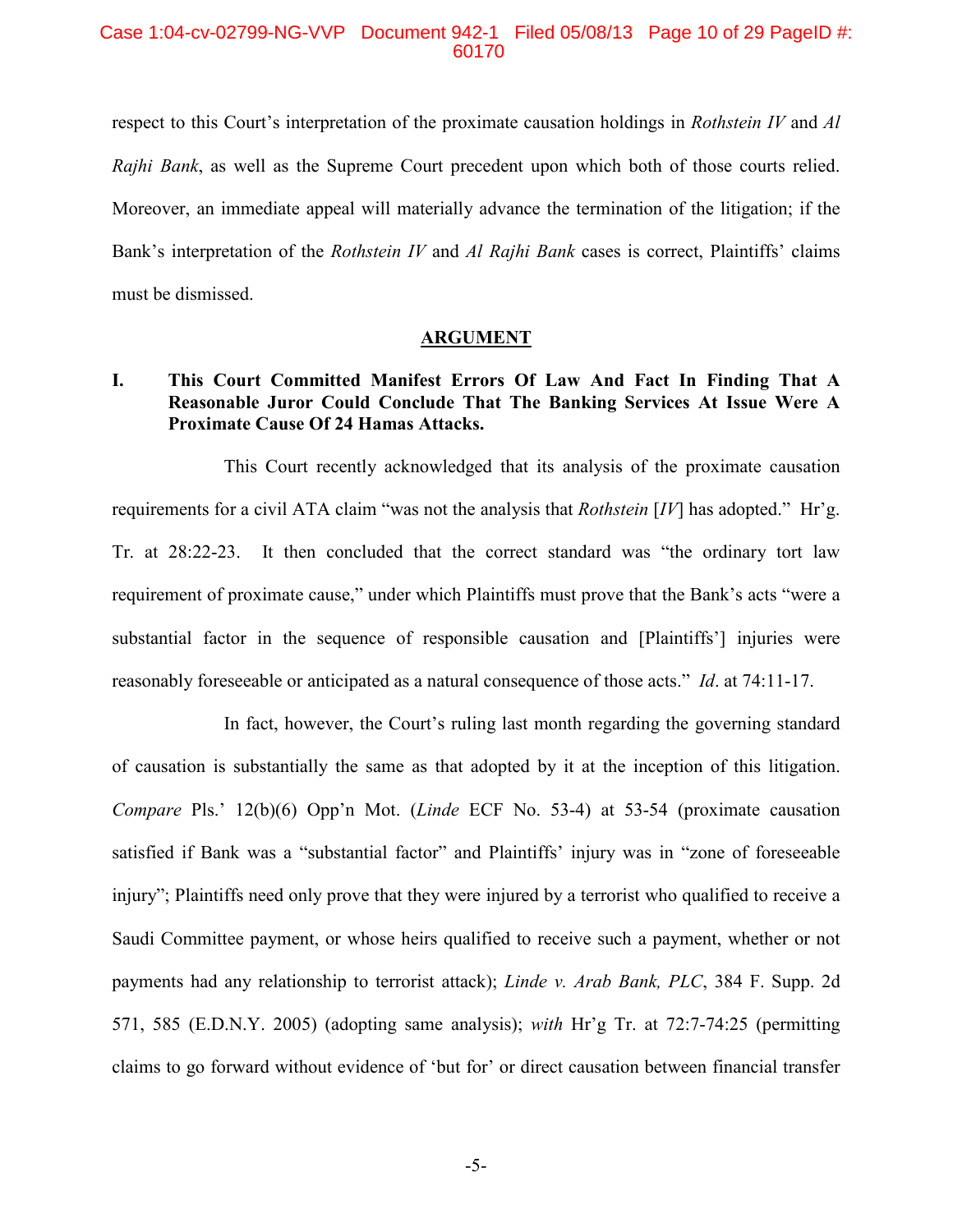respect to this Court's interpretation of the proximate causation holdings in *Rothstein IV* and *Al Rajhi Bank*, as well as the Supreme Court precedent upon which both of those courts relied. Moreover, an immediate appeal will materially advance the termination of the litigation; if the Bank's interpretation of the *Rothstein IV* and *Al Rajhi Bank* cases is correct, Plaintiffs' claims must be dismissed.

## ARGUMENT

### I. This Court Committed Manifest Errors Of Law And Fact In Finding That A Reasonable Juror Could Conclude That The Banking Services At Issue Were A Proximate Cause Of 24 Hamas Attacks.

This Court recently acknowledged that its analysis of the proximate causation requirements for a civil ATA claim "was not the analysis that *Rothstein* [*IV*] has adopted." Hr'g. Tr. at 28:22-23. It then concluded that the correct standard was "the ordinary tort law requirement of proximate cause," under which Plaintiffs must prove that the Bank's acts "were a substantial factor in the sequence of responsible causation and [Plaintiffs'] injuries were reasonably foreseeable or anticipated as a natural consequence of those acts." *Id*. at 74:11-17.

In fact, however, the Court's ruling last month regarding the governing standard of causation is substantially the same as that adopted by it at the inception of this litigation. *Compare* Pls.' 12(b)(6) Opp'n Mot. (*Linde* ECF No. 53-4) at 53-54 (proximate causation satisfied if Bank was a "substantial factor" and Plaintiffs' injury was in "zone of foreseeable injury"; Plaintiffs need only prove that they were injured by a terrorist who qualified to receive a Saudi Committee payment, or whose heirs qualified to receive such a payment, whether or not payments had any relationship to terrorist attack); *Linde v. Arab Bank, PLC*, 384 F. Supp. 2d 571, 585 (E.D.N.Y. 2005) (adopting same analysis); *with* Hr'g Tr. at 72:7-74:25 (permitting claims to go forward without evidence of 'but for' or direct causation between financial transfer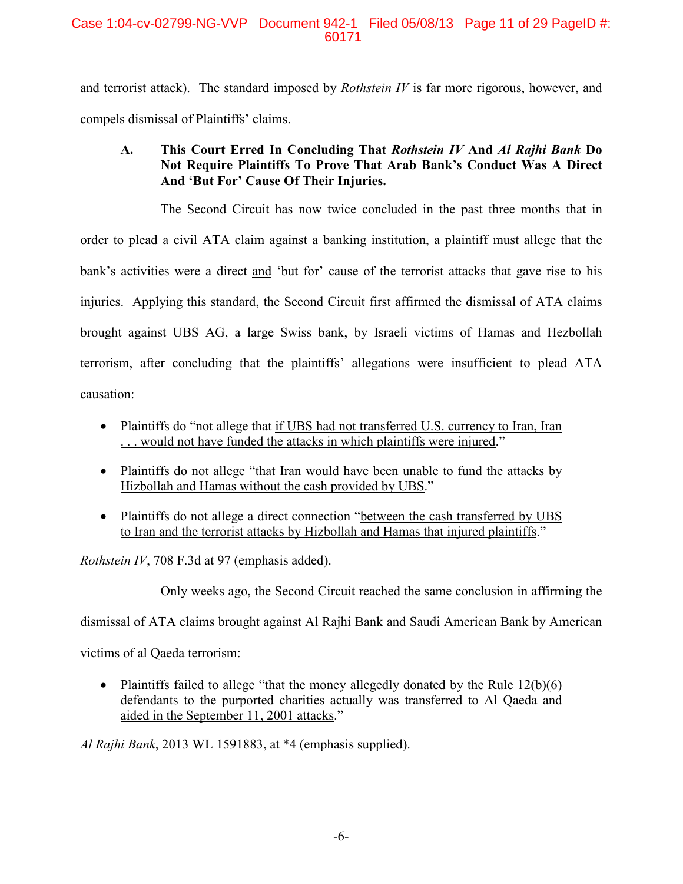and terrorist attack). The standard imposed by *Rothstein IV* is far more rigorous, however, and compels dismissal of Plaintiffs' claims.

### A. This Court Erred In Concluding That *Rothstein IV* And *Al Rajhi Bank* Do Not Require Plaintiffs To Prove That Arab Bank's Conduct Was A Direct And 'But For' Cause Of Their Injuries.

The Second Circuit has now twice concluded in the past three months that in order to plead a civil ATA claim against a banking institution, a plaintiff must allege that the bank's activities were a direct <u>and</u> 'but for' cause of the terrorist attacks that gave rise to his injuries. Applying this standard, the Second Circuit first affirmed the dismissal of ATA claims brought against UBS AG, a large Swiss bank, by Israeli victims of Hamas and Hezbollah terrorism, after concluding that the plaintiffs' allegations were insufficient to plead ATA causation:

- Plaintiffs do "not allege that <u>if UBS had not transferred U.S. currency to Iran, Iran . . . would not have funded the attacks in which plaintiffs were injured</u>."
- Plaintiffs do not allege "that Iran <u>would have been unable to fund the attacks by Hizbollah and Hamas without the cash provided by UBS</u>."
- Plaintiffs do not allege a direct connection "<u>between the cash transferred by UBS to Iran and the terrorist attacks by Hizbollah and Hamas that injured plaintiffs</u>."

*Rothstein IV*, 708 F.3d at 97 (emphasis added).

Only weeks ago, the Second Circuit reached the same conclusion in affirming the dismissal of ATA claims brought against Al Rajhi Bank and Saudi American Bank by American victims of al Qaeda terrorism:

- Plaintiffs failed to allege "that <u>the money</u> allegedly donated by the Rule 12(b)(6) defendants to the purported charities actually was transferred to Al Qaeda and <u>aided in the September 11, 2001 attacks</u>."

*Al Rajhi Bank*, 2013 WL 1591883, at *4 (emphasis supplied).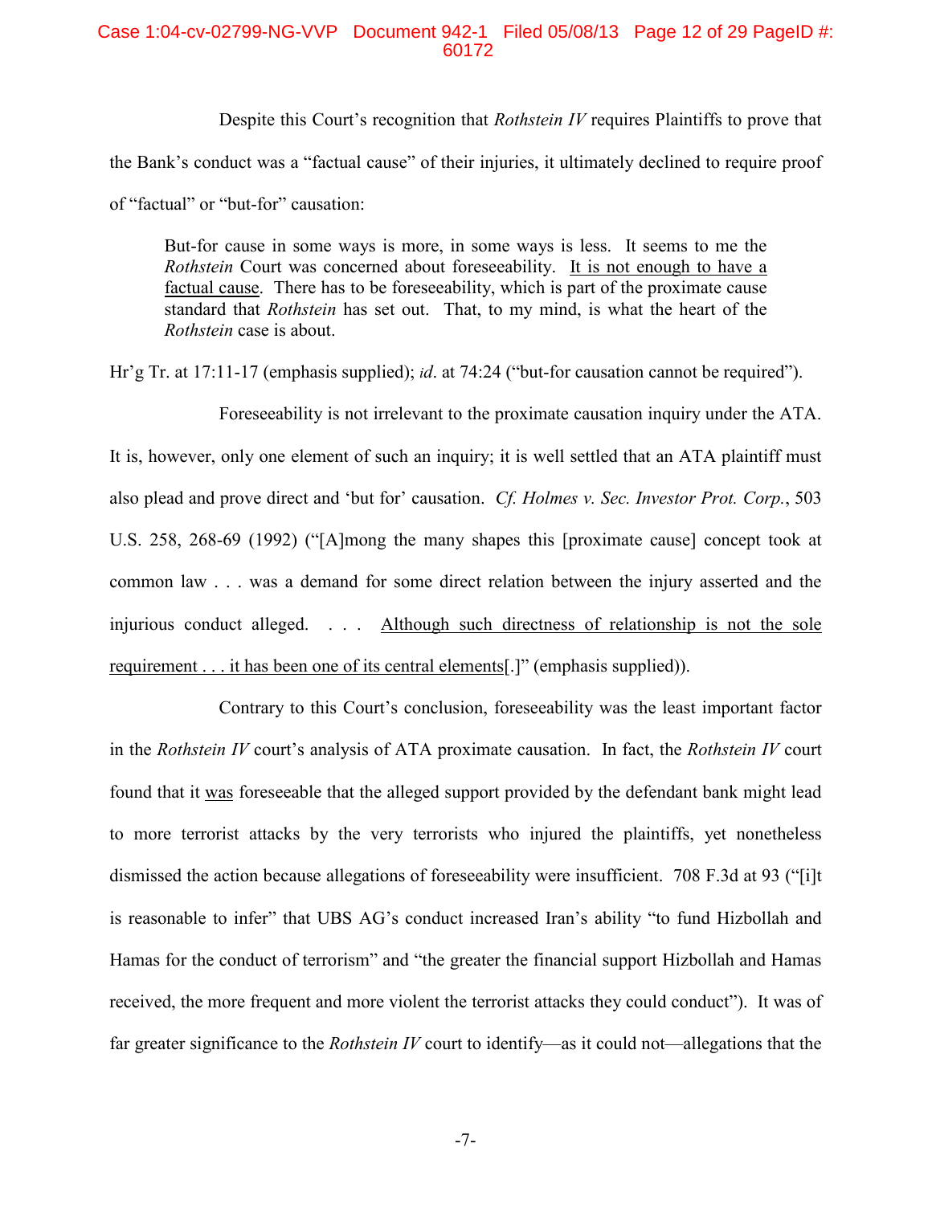Despite this Court's recognition that *Rothstein IV* requires Plaintiffs to prove that the Bank's conduct was a "factual cause" of their injuries, it ultimately declined to require proof of "factual" or "but-for" causation:

> But-for cause in some ways is more, in some ways is less. It seems to me the *Rothstein* Court was concerned about foreseeability. <u>It is not enough to have a factual cause</u>. There has to be foreseeability, which is part of the proximate cause standard that *Rothstein* has set out. That, to my mind, is what the heart of the *Rothstein* case is about.

Hr'g Tr. at 17:11-17 (emphasis supplied); *id*. at 74:24 ("but-for causation cannot be required").

Foreseeability is not irrelevant to the proximate causation inquiry under the ATA. It is, however, only one element of such an inquiry; it is well settled that an ATA plaintiff must also plead and prove direct and 'but for' causation. *Cf. Holmes v. Sec. Investor Prot. Corp.*, 503 U.S. 258, 268-69 (1992) ("[A]mong the many shapes this [proximate cause] concept took at common law . . . was a demand for some direct relation between the injury asserted and the injurious conduct alleged. . . . <u>Although such directness of relationship is not the sole requirement . . . it has been one of its central elements</u>[.]" (emphasis supplied)).

Contrary to this Court's conclusion, foreseeability was the least important factor in the *Rothstein IV* court's analysis of ATA proximate causation. In fact, the *Rothstein IV* court found that it <u>was</u> foreseeable that the alleged support provided by the defendant bank might lead to more terrorist attacks by the very terrorists who injured the plaintiffs, yet nonetheless dismissed the action because allegations of foreseeability were insufficient. 708 F.3d at 93 ("[i]t is reasonable to infer" that UBS AG's conduct increased Iran's ability "to fund Hizbollah and Hamas for the conduct of terrorism" and "the greater the financial support Hizbollah and Hamas received, the more frequent and more violent the terrorist attacks they could conduct"). It was of far greater significance to the *Rothstein IV* court to identify—as it could not—allegations that the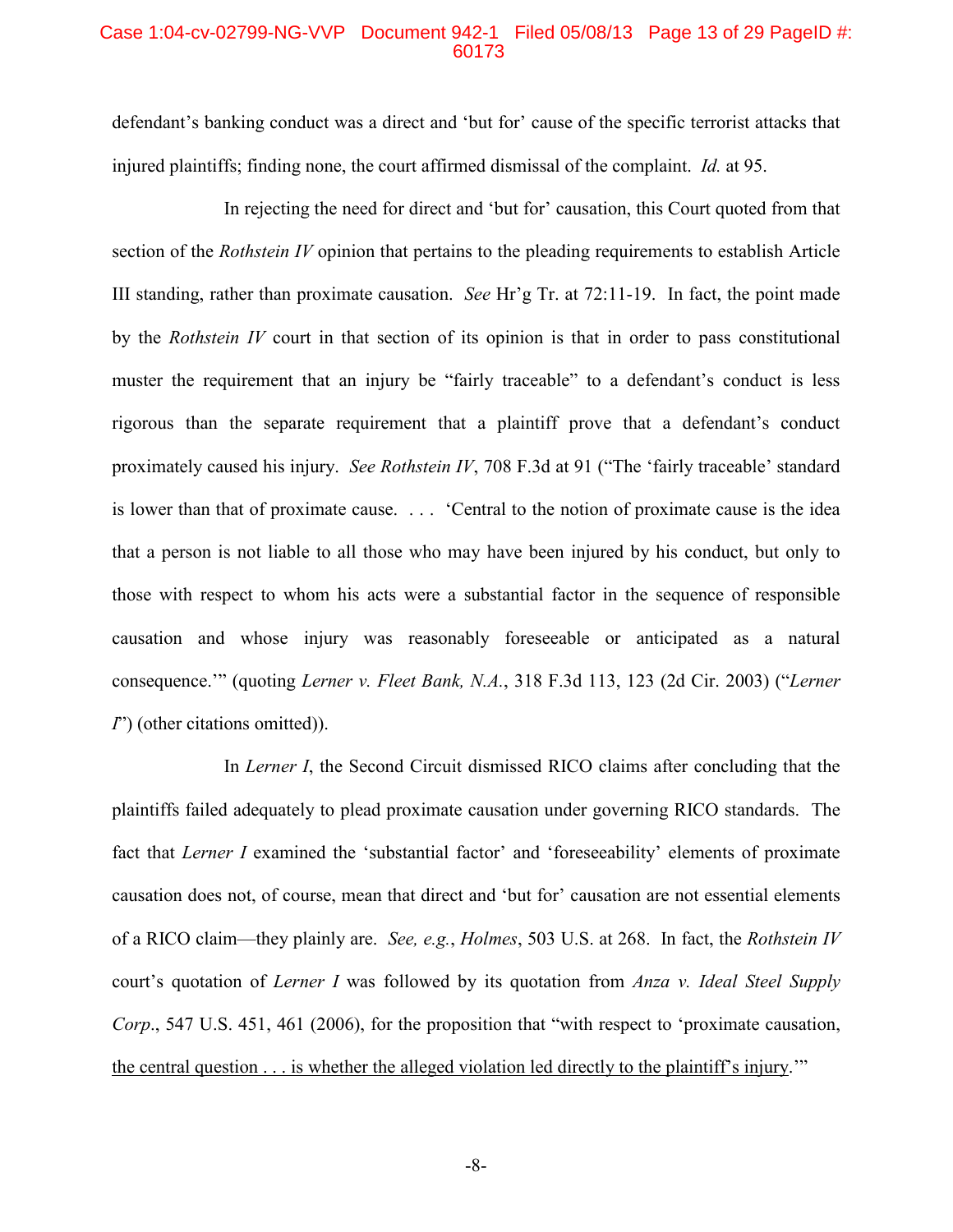defendant's banking conduct was a direct and 'but for' cause of the specific terrorist attacks that injured plaintiffs; finding none, the court affirmed dismissal of the complaint. *Id.* at 95.

In rejecting the need for direct and 'but for' causation, this Court quoted from that section of the *Rothstein IV* opinion that pertains to the pleading requirements to establish Article III standing, rather than proximate causation. *See* Hr'g Tr. at 72:11-19. In fact, the point made by the *Rothstein IV* court in that section of its opinion is that in order to pass constitutional muster the requirement that an injury be "fairly traceable" to a defendant's conduct is less rigorous than the separate requirement that a plaintiff prove that a defendant's conduct proximately caused his injury. *See Rothstein IV*, 708 F.3d at 91 ("The 'fairly traceable' standard is lower than that of proximate cause. . . . 'Central to the notion of proximate cause is the idea that a person is not liable to all those who may have been injured by his conduct, but only to those with respect to whom his acts were a substantial factor in the sequence of responsible causation and whose injury was reasonably foreseeable or anticipated as a natural consequence.'" (quoting *Lerner v. Fleet Bank, N.A.*, 318 F.3d 113, 123 (2d Cir. 2003) ("*Lerner I*") (other citations omitted)).

In *Lerner I*, the Second Circuit dismissed RICO claims after concluding that the plaintiffs failed adequately to plead proximate causation under governing RICO standards. The fact that *Lerner I* examined the 'substantial factor' and 'foreseeability' elements of proximate causation does not, of course, mean that direct and 'but for' causation are not essential elements of a RICO claim—they plainly are. *See, e.g.*, *Holmes*, 503 U.S. at 268. In fact, the *Rothstein IV* court's quotation of *Lerner I* was followed by its quotation from *Anza v. Ideal Steel Supply Corp*., 547 U.S. 451, 461 (2006), for the proposition that "with respect to 'proximate causation, <u>the central question . . . is whether the alleged violation led directly to the plaintiff's injury</u>.'"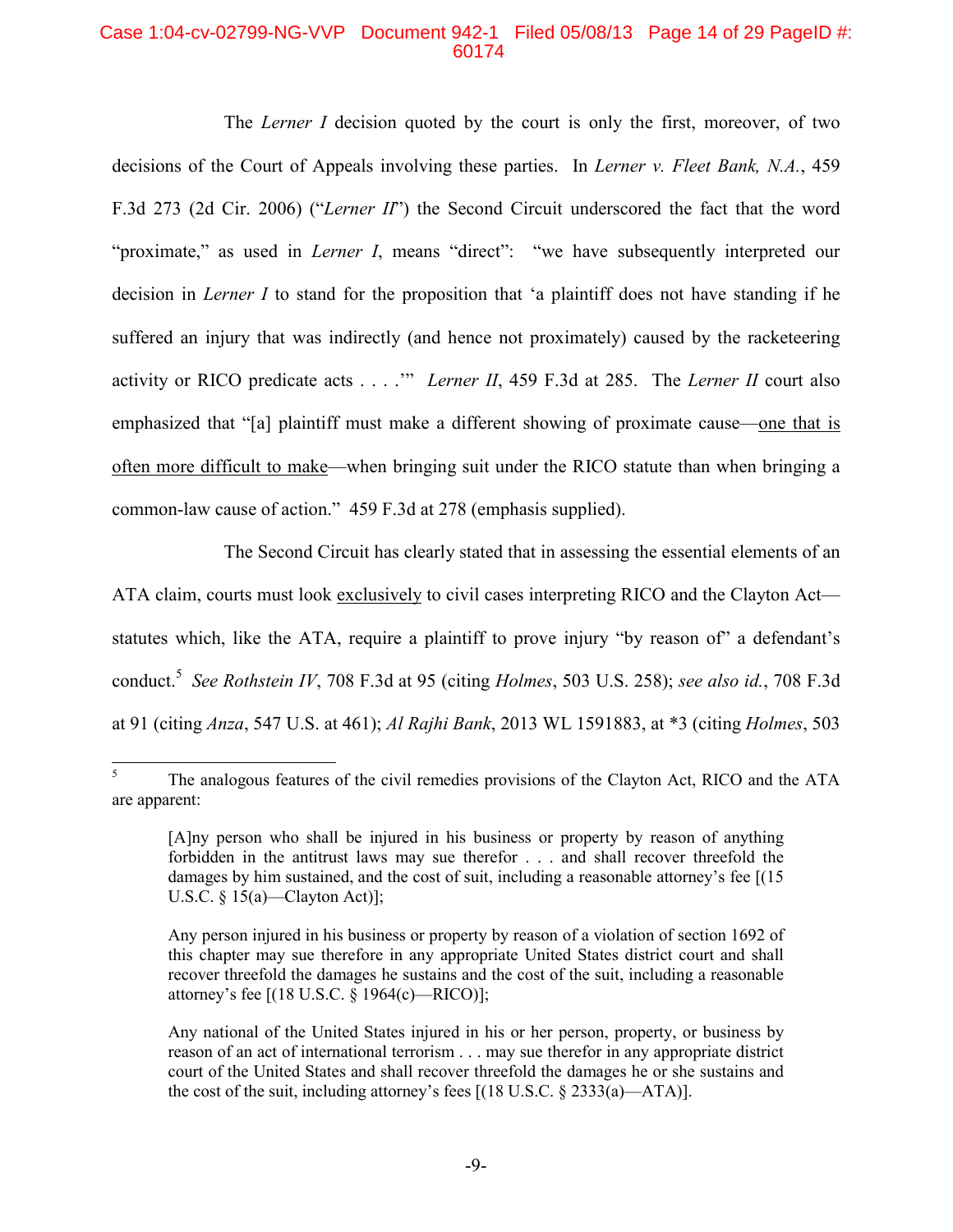The *Lerner I* decision quoted by the court is only the first, moreover, of two decisions of the Court of Appeals involving these parties. In *Lerner v. Fleet Bank, N.A.*, 459 F.3d 273 (2d Cir. 2006) ("*Lerner II*") the Second Circuit underscored the fact that the word "proximate," as used in *Lerner I*, means "direct": "we have subsequently interpreted our decision in *Lerner I* to stand for the proposition that 'a plaintiff does not have standing if he suffered an injury that was indirectly (and hence not proximately) caused by the racketeering activity or RICO predicate acts . . . .'" *Lerner II*, 459 F.3d at 285. The *Lerner II* court also emphasized that "[a] plaintiff must make a different showing of proximate cause—<u>one that is often more difficult to make</u>—when bringing suit under the RICO statute than when bringing a common-law cause of action." 459 F.3d at 278 (emphasis supplied).

The Second Circuit has clearly stated that in assessing the essential elements of an ATA claim, courts must look <u>exclusively</u> to civil cases interpreting RICO and the Clayton Act—statutes which, like the ATA, require a plaintiff to prove injury "by reason of" a defendant's conduct.[5] *See Rothstein IV*, 708 F.3d at 95 (citing *Holmes*, 503 U.S. 258); *see also id.*, 708 F.3d at 91 (citing *Anza*, 547 U.S. at 461); *Al Rajhi Bank*, 2013 WL 1591883, at *3 (citing *Holmes*, 503

---

[5] The analogous features of the civil remedies provisions of the Clayton Act, RICO and the ATA are apparent:

> [A]ny person who shall be injured in his business or property by reason of anything forbidden in the antitrust laws may sue therefor . . . and shall recover threefold the damages by him sustained, and the cost of suit, including a reasonable attorney's fee [(15 U.S.C. § 15(a)—Clayton Act)];
>
> Any person injured in his business or property by reason of a violation of section 1692 of this chapter may sue therefore in any appropriate United States district court and shall recover threefold the damages he sustains and the cost of the suit, including a reasonable attorney's fee [(18 U.S.C. § 1964(c)—RICO)];
>
> Any national of the United States injured in his or her person, property, or business by reason of an act of international terrorism . . . may sue therefor in any appropriate district court of the United States and shall recover threefold the damages he or she sustains and the cost of the suit, including attorney's fees [(18 U.S.C. § 2333(a)—ATA)].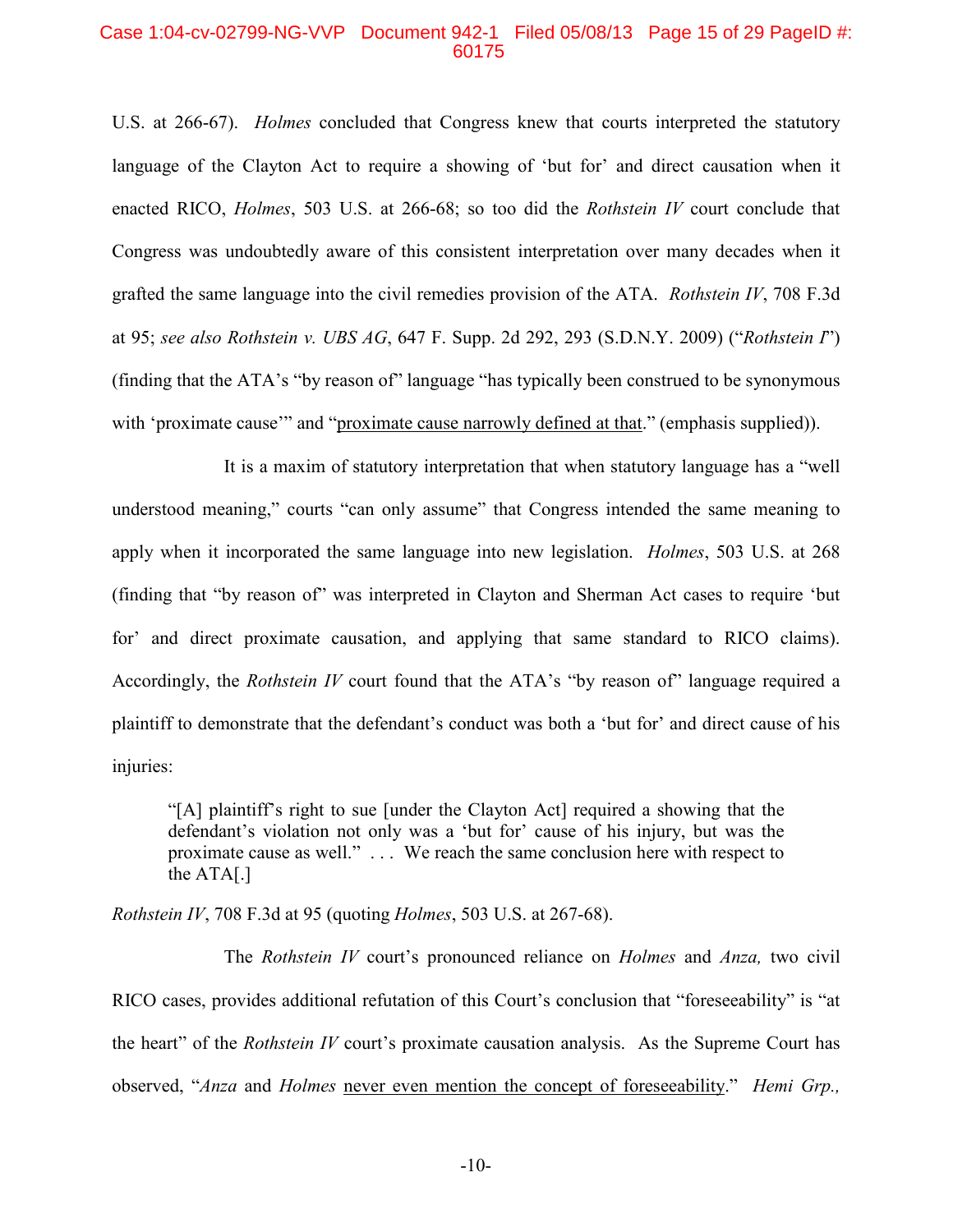U.S. at 266-67). *Holmes* concluded that Congress knew that courts interpreted the statutory language of the Clayton Act to require a showing of 'but for' and direct causation when it enacted RICO, *Holmes*, 503 U.S. at 266-68; so too did the *Rothstein IV* court conclude that Congress was undoubtedly aware of this consistent interpretation over many decades when it grafted the same language into the civil remedies provision of the ATA. *Rothstein IV*, 708 F.3d at 95; *see also Rothstein v. UBS AG*, 647 F. Supp. 2d 292, 293 (S.D.N.Y. 2009) ("*Rothstein I*") (finding that the ATA's "by reason of" language "has typically been construed to be synonymous with 'proximate cause'" and "<u>proximate cause narrowly defined at that</u>." (emphasis supplied)).

It is a maxim of statutory interpretation that when statutory language has a "well understood meaning," courts "can only assume" that Congress intended the same meaning to apply when it incorporated the same language into new legislation. *Holmes*, 503 U.S. at 268 (finding that "by reason of" was interpreted in Clayton and Sherman Act cases to require 'but for' and direct proximate causation, and applying that same standard to RICO claims). Accordingly, the *Rothstein IV* court found that the ATA's "by reason of" language required a plaintiff to demonstrate that the defendant's conduct was both a 'but for' and direct cause of his injuries:

> "[A] plaintiff's right to sue [under the Clayton Act] required a showing that the defendant's violation not only was a 'but for' cause of his injury, but was the proximate cause as well." . . . We reach the same conclusion here with respect to the ATA[.]

*Rothstein IV*, 708 F.3d at 95 (quoting *Holmes*, 503 U.S. at 267-68).

The *Rothstein IV* court's pronounced reliance on *Holmes* and *Anza,* two civil RICO cases, provides additional refutation of this Court's conclusion that "foreseeability" is "at the heart" of the *Rothstein IV* court's proximate causation analysis. As the Supreme Court has observed, "*Anza* and *Holmes* <u>never even mention the concept of foreseeability</u>." *Hemi Grp.,*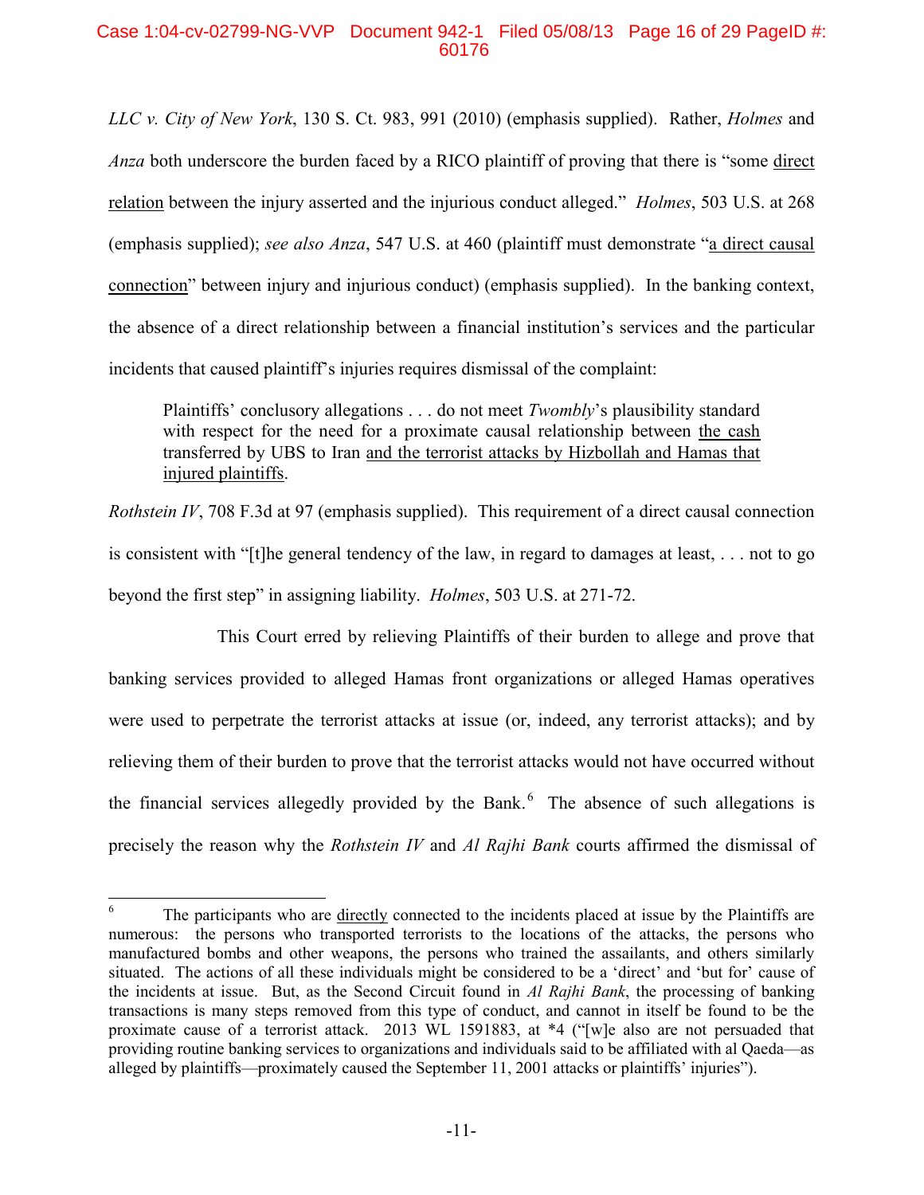*LLC v. City of New York*, 130 S. Ct. 983, 991 (2010) (emphasis supplied). Rather, *Holmes* and *Anza* both underscore the burden faced by a RICO plaintiff of proving that there is "some <u>direct relation</u> between the injury asserted and the injurious conduct alleged." *Holmes*, 503 U.S. at 268 (emphasis supplied); *see also Anza*, 547 U.S. at 460 (plaintiff must demonstrate "<u>a direct causal connection</u>" between injury and injurious conduct) (emphasis supplied). In the banking context, the absence of a direct relationship between a financial institution's services and the particular incidents that caused plaintiff's injuries requires dismissal of the complaint:

> Plaintiffs' conclusory allegations . . . do not meet *Twombly*'s plausibility standard with respect for the need for a proximate causal relationship between <u>the cash</u> transferred by UBS to Iran <u>and the terrorist attacks by Hizbollah and Hamas that injured plaintiffs</u>.

*Rothstein IV*, 708 F.3d at 97 (emphasis supplied). This requirement of a direct causal connection is consistent with "[t]he general tendency of the law, in regard to damages at least, . . . not to go beyond the first step" in assigning liability. *Holmes*, 503 U.S. at 271-72.

This Court erred by relieving Plaintiffs of their burden to allege and prove that banking services provided to alleged Hamas front organizations or alleged Hamas operatives were used to perpetrate the terrorist attacks at issue (or, indeed, any terrorist attacks); and by relieving them of their burden to prove that the terrorist attacks would not have occurred without the financial services allegedly provided by the Bank.[6] The absence of such allegations is precisely the reason why the *Rothstein IV* and *Al Rajhi Bank* courts affirmed the dismissal of

---

[6] The participants who are <u>directly</u> connected to the incidents placed at issue by the Plaintiffs are numerous: the persons who transported terrorists to the locations of the attacks, the persons who manufactured bombs and other weapons, the persons who trained the assailants, and others similarly situated. The actions of all these individuals might be considered to be a 'direct' and 'but for' cause of the incidents at issue. But, as the Second Circuit found in *Al Rajhi Bank*, the processing of banking transactions is many steps removed from this type of conduct, and cannot in itself be found to be the proximate cause of a terrorist attack. 2013 WL 1591883, at *4 ("[w]e also are not persuaded that providing routine banking services to organizations and individuals said to be affiliated with al Qaeda—as alleged by plaintiffs—proximately caused the September 11, 2001 attacks or plaintiffs' injuries").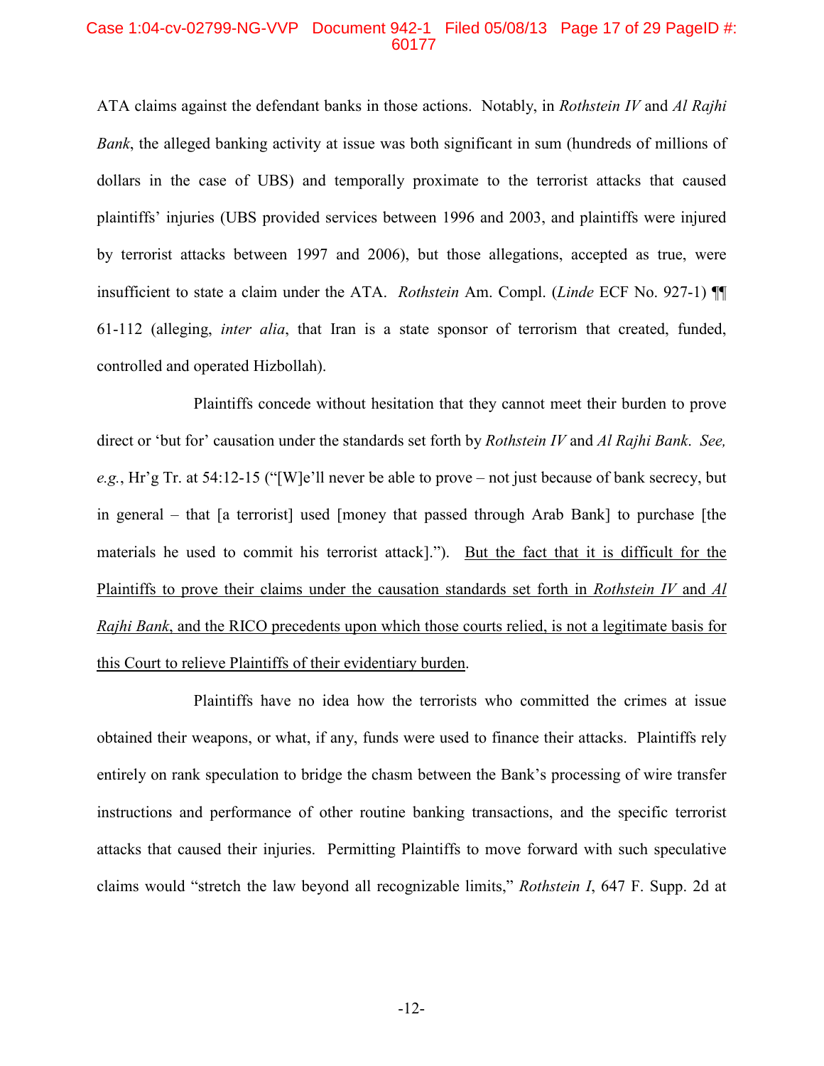ATA claims against the defendant banks in those actions. Notably, in *Rothstein IV* and *Al Rajhi Bank*, the alleged banking activity at issue was both significant in sum (hundreds of millions of dollars in the case of UBS) and temporally proximate to the terrorist attacks that caused plaintiffs' injuries (UBS provided services between 1996 and 2003, and plaintiffs were injured by terrorist attacks between 1997 and 2006), but those allegations, accepted as true, were insufficient to state a claim under the ATA. *Rothstein* Am. Compl. (*Linde* ECF No. 927-1) ¶¶ 61-112 (alleging, *inter alia*, that Iran is a state sponsor of terrorism that created, funded, controlled and operated Hizbollah).

Plaintiffs concede without hesitation that they cannot meet their burden to prove direct or 'but for' causation under the standards set forth by *Rothstein IV* and *Al Rajhi Bank*. *See, e.g.*, Hr'g Tr. at 54:12-15 ("[W]e'll never be able to prove – not just because of bank secrecy, but in general – that [a terrorist] used [money that passed through Arab Bank] to purchase [the materials he used to commit his terrorist attack]."). <u>But the fact that it is difficult for the Plaintiffs to prove their claims under the causation standards set forth in *Rothstein IV* and *Al Rajhi Bank*, and the RICO precedents upon which those courts relied, is not a legitimate basis for this Court to relieve Plaintiffs of their evidentiary burden</u>.

Plaintiffs have no idea how the terrorists who committed the crimes at issue obtained their weapons, or what, if any, funds were used to finance their attacks. Plaintiffs rely entirely on rank speculation to bridge the chasm between the Bank's processing of wire transfer instructions and performance of other routine banking transactions, and the specific terrorist attacks that caused their injuries. Permitting Plaintiffs to move forward with such speculative claims would "stretch the law beyond all recognizable limits," *Rothstein I*, 647 F. Supp. 2d at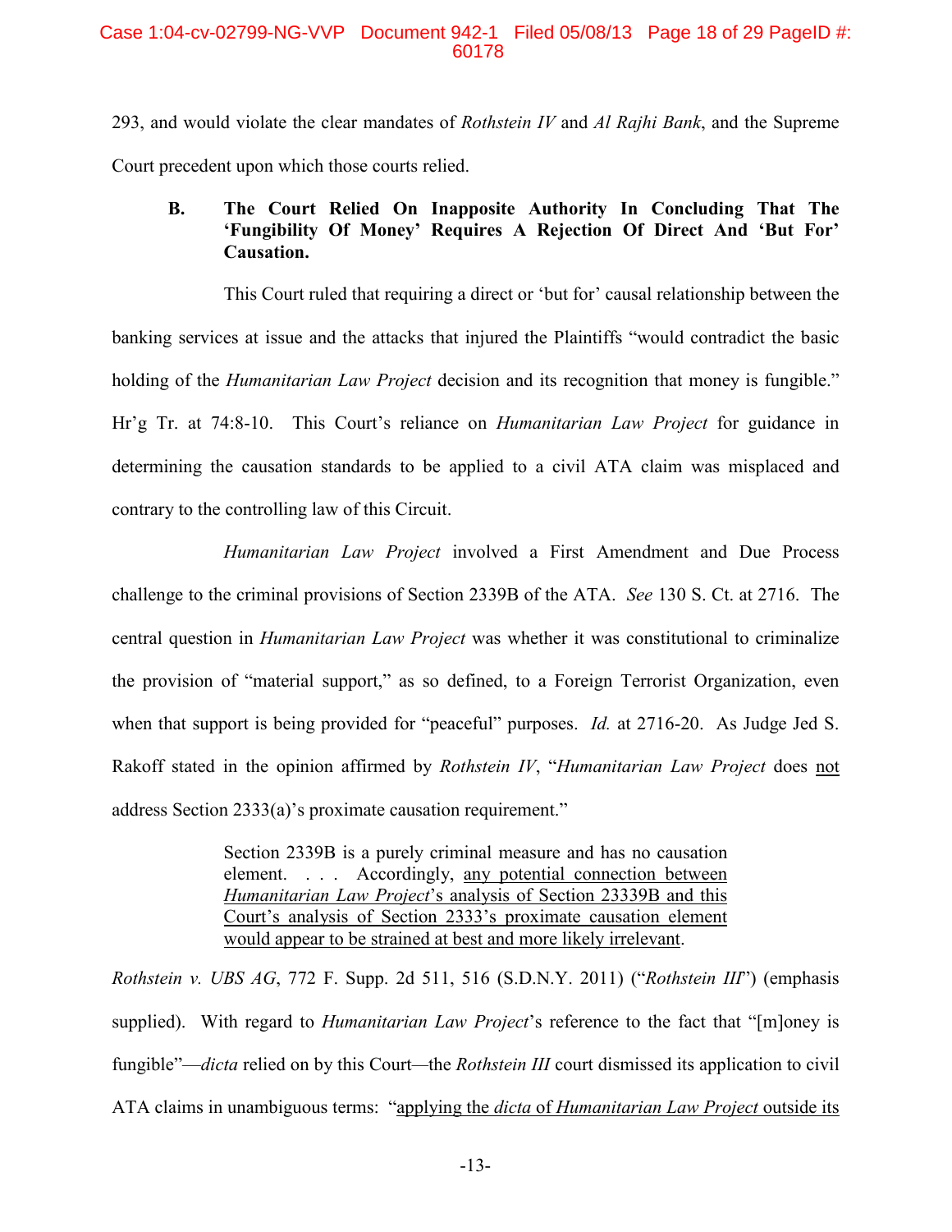293, and would violate the clear mandates of *Rothstein IV* and *Al Rajhi Bank*, and the Supreme Court precedent upon which those courts relied.

### B. The Court Relied On Inapposite Authority In Concluding That The 'Fungibility Of Money' Requires A Rejection Of Direct And 'But For' Causation.

This Court ruled that requiring a direct or 'but for' causal relationship between the banking services at issue and the attacks that injured the Plaintiffs "would contradict the basic holding of the *Humanitarian Law Project* decision and its recognition that money is fungible." Hr'g Tr. at 74:8-10. This Court's reliance on *Humanitarian Law Project* for guidance in determining the causation standards to be applied to a civil ATA claim was misplaced and contrary to the controlling law of this Circuit.

*Humanitarian Law Project* involved a First Amendment and Due Process challenge to the criminal provisions of Section 2339B of the ATA. *See* 130 S. Ct. at 2716. The central question in *Humanitarian Law Project* was whether it was constitutional to criminalize the provision of "material support," as so defined, to a Foreign Terrorist Organization, even when that support is being provided for "peaceful" purposes. *Id.* at 2716-20. As Judge Jed S. Rakoff stated in the opinion affirmed by *Rothstein IV*, "*Humanitarian Law Project* does <u>not</u> address Section 2333(a)'s proximate causation requirement."

> Section 2339B is a purely criminal measure and has no causation element. . . . Accordingly, <u>any potential connection between *Humanitarian Law Project*'s analysis of Section 23339B and this Court's analysis of Section 2333's proximate causation element would appear to be strained at best and more likely irrelevant</u>.

*Rothstein v. UBS AG*, 772 F. Supp. 2d 511, 516 (S.D.N.Y. 2011) ("*Rothstein III*") (emphasis supplied). With regard to *Humanitarian Law Project*'s reference to the fact that "[m]oney is fungible"—*dicta* relied on by this Court—the *Rothstein III* court dismissed its application to civil ATA claims in unambiguous terms: "<u>applying the *dicta* of *Humanitarian Law Project* outside its</u>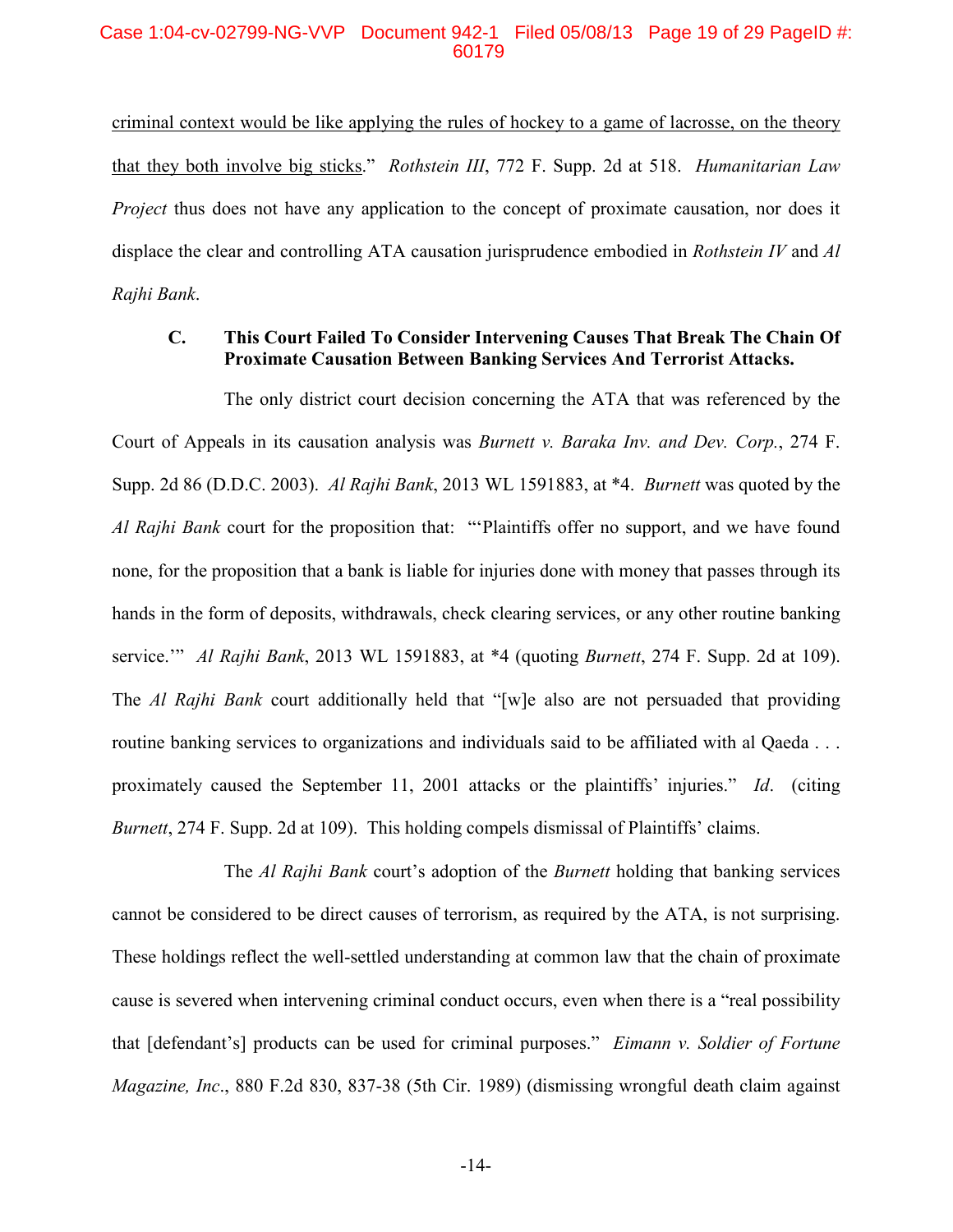criminal context would be like applying the rules of hockey to a game of lacrosse, on the theory that they both involve big sticks." *Rothstein III*, 772 F. Supp. 2d at 518. *Humanitarian Law Project* thus does not have any application to the concept of proximate causation, nor does it displace the clear and controlling ATA causation jurisprudence embodied in *Rothstein IV* and *Al Rajhi Bank*.

**C. This Court Failed To Consider Intervening Causes That Break The Chain Of Proximate Causation Between Banking Services And Terrorist Attacks.**

The only district court decision concerning the ATA that was referenced by the Court of Appeals in its causation analysis was *Burnett v. Baraka Inv. and Dev. Corp.*, 274 F. Supp. 2d 86 (D.D.C. 2003). *Al Rajhi Bank*, 2013 WL 1591883, at *4. *Burnett* was quoted by the *Al Rajhi Bank* court for the proposition that: "'Plaintiffs offer no support, and we have found none, for the proposition that a bank is liable for injuries done with money that passes through its hands in the form of deposits, withdrawals, check clearing services, or any other routine banking service.'" *Al Rajhi Bank*, 2013 WL 1591883, at *4 (quoting *Burnett*, 274 F. Supp. 2d at 109). The *Al Rajhi Bank* court additionally held that "[w]e also are not persuaded that providing routine banking services to organizations and individuals said to be affiliated with al Qaeda . . . proximately caused the September 11, 2001 attacks or the plaintiffs' injuries." *Id*. (citing *Burnett*, 274 F. Supp. 2d at 109). This holding compels dismissal of Plaintiffs' claims.

The *Al Rajhi Bank* court's adoption of the *Burnett* holding that banking services cannot be considered to be direct causes of terrorism, as required by the ATA, is not surprising. These holdings reflect the well-settled understanding at common law that the chain of proximate cause is severed when intervening criminal conduct occurs, even when there is a "real possibility that [defendant's] products can be used for criminal purposes." *Eimann v. Soldier of Fortune Magazine, Inc.*, 880 F.2d 830, 837-38 (5th Cir. 1989) (dismissing wrongful death claim against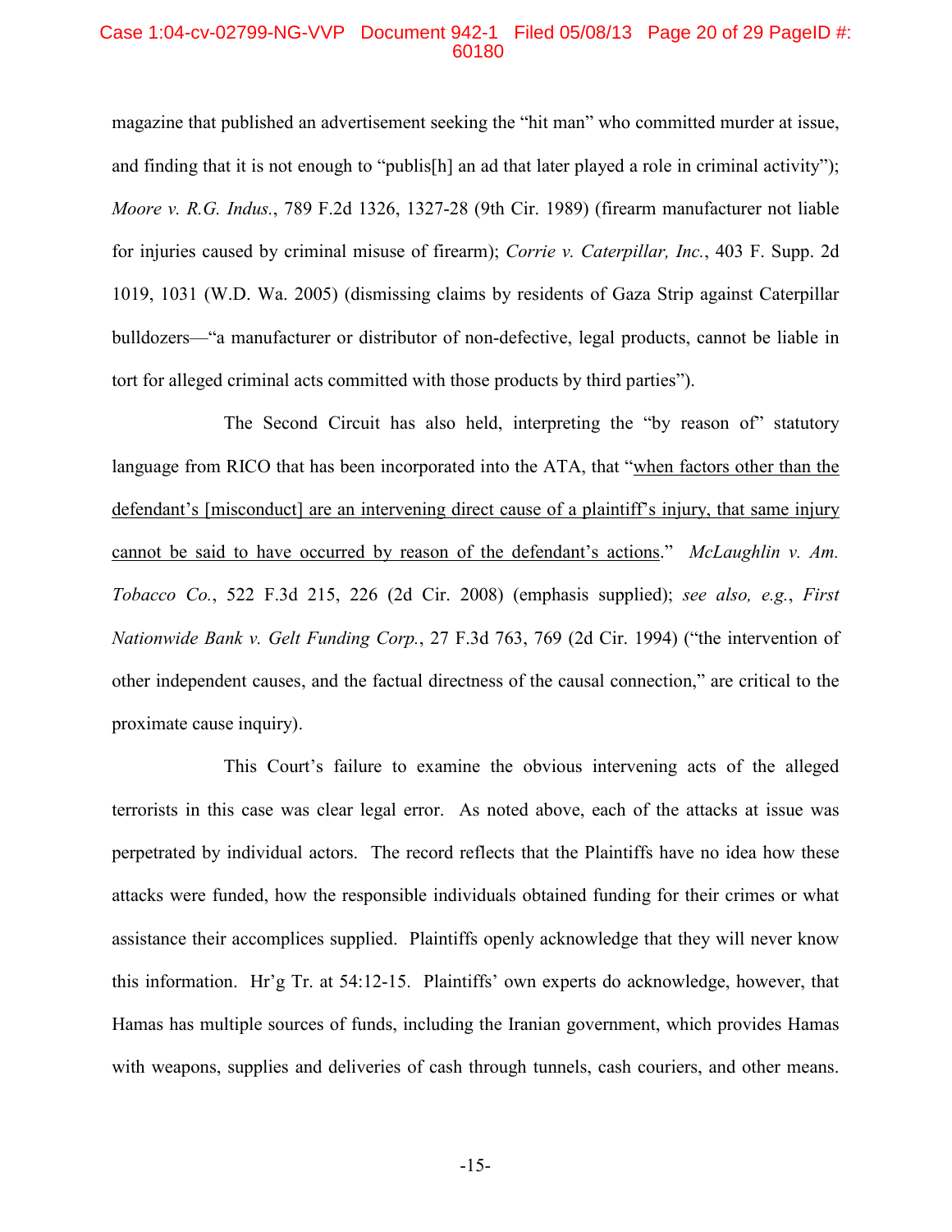magazine that published an advertisement seeking the "hit man" who committed murder at issue, and finding that it is not enough to "publis[h] an ad that later played a role in criminal activity"); *Moore v. R.G. Indus.*, 789 F.2d 1326, 1327-28 (9th Cir. 1989) (firearm manufacturer not liable for injuries caused by criminal misuse of firearm); *Corrie v. Caterpillar, Inc.*, 403 F. Supp. 2d 1019, 1031 (W.D. Wa. 2005) (dismissing claims by residents of Gaza Strip against Caterpillar bulldozers—"a manufacturer or distributor of non-defective, legal products, cannot be liable in tort for alleged criminal acts committed with those products by third parties").

The Second Circuit has also held, interpreting the "by reason of" statutory language from RICO that has been incorporated into the ATA, that "<u>when factors other than the defendant's [misconduct] are an intervening direct cause of a plaintiff's injury, that same injury cannot be said to have occurred by reason of the defendant's actions</u>." *McLaughlin v. Am. Tobacco Co.*, 522 F.3d 215, 226 (2d Cir. 2008) (emphasis supplied); *see also, e.g.*, *First Nationwide Bank v. Gelt Funding Corp.*, 27 F.3d 763, 769 (2d Cir. 1994) ("the intervention of other independent causes, and the factual directness of the causal connection," are critical to the proximate cause inquiry).

This Court's failure to examine the obvious intervening acts of the alleged terrorists in this case was clear legal error. As noted above, each of the attacks at issue was perpetrated by individual actors. The record reflects that the Plaintiffs have no idea how these attacks were funded, how the responsible individuals obtained funding for their crimes or what assistance their accomplices supplied. Plaintiffs openly acknowledge that they will never know this information. Hr'g Tr. at 54:12-15. Plaintiffs' own experts do acknowledge, however, that Hamas has multiple sources of funds, including the Iranian government, which provides Hamas with weapons, supplies and deliveries of cash through tunnels, cash couriers, and other means.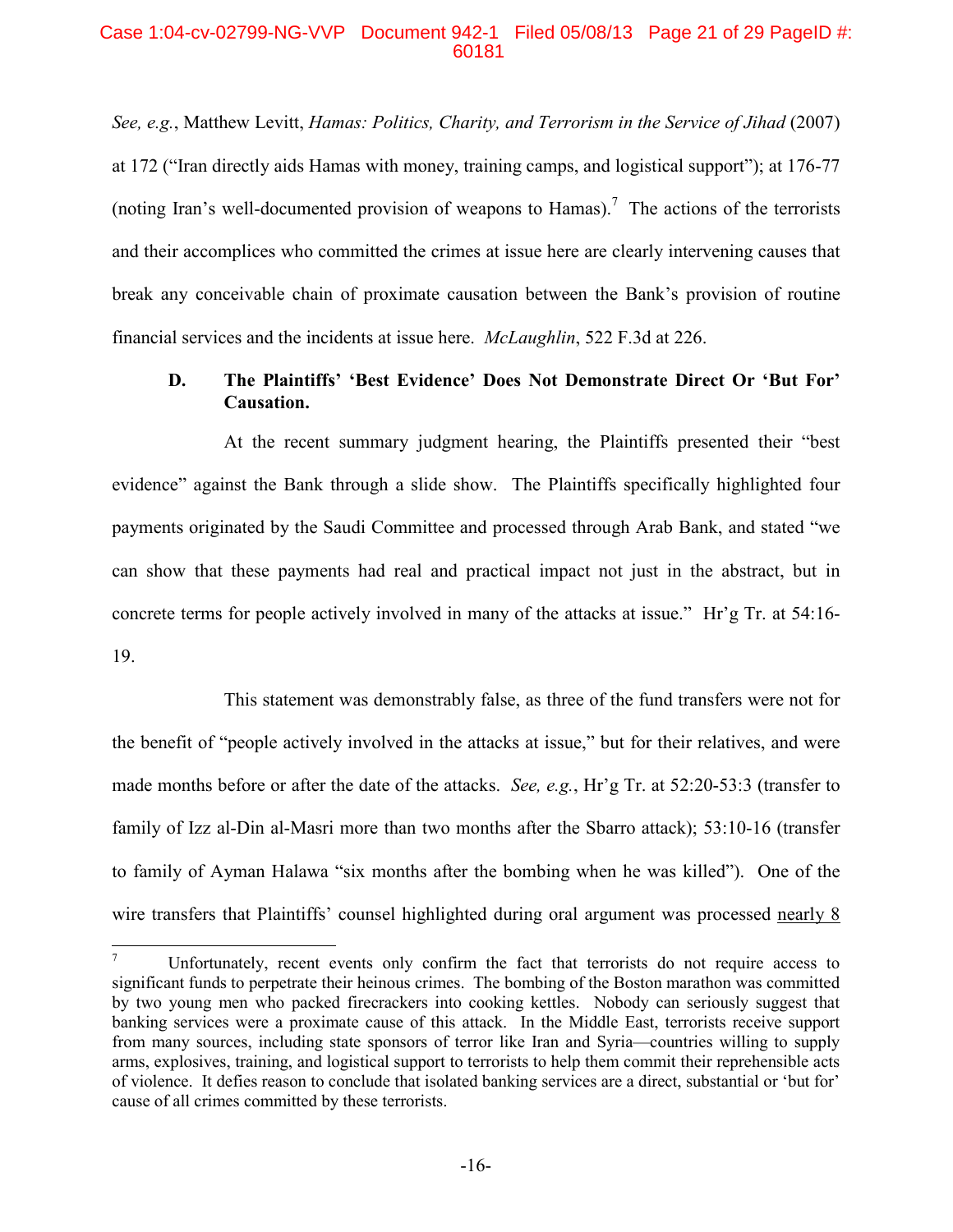*See, e.g.*, Matthew Levitt, *Hamas: Politics, Charity, and Terrorism in the Service of Jihad* (2007) at 172 ("Iran directly aids Hamas with money, training camps, and logistical support"); at 176-77 (noting Iran's well-documented provision of weapons to Hamas).[7] The actions of the terrorists and their accomplices who committed the crimes at issue here are clearly intervening causes that break any conceivable chain of proximate causation between the Bank's provision of routine financial services and the incidents at issue here. *McLaughlin*, 522 F.3d at 226.

### D. The Plaintiffs' 'Best Evidence' Does Not Demonstrate Direct Or 'But For' Causation.

At the recent summary judgment hearing, the Plaintiffs presented their "best evidence" against the Bank through a slide show. The Plaintiffs specifically highlighted four payments originated by the Saudi Committee and processed through Arab Bank, and stated "we can show that these payments had real and practical impact not just in the abstract, but in concrete terms for people actively involved in many of the attacks at issue." Hr'g Tr. at 54:16-19.

This statement was demonstrably false, as three of the fund transfers were not for the benefit of "people actively involved in the attacks at issue," but for their relatives, and were made months before or after the date of the attacks. *See, e.g.*, Hr'g Tr. at 52:20-53:3 (transfer to family of Izz al-Din al-Masri more than two months after the Sbarro attack); 53:10-16 (transfer to family of Ayman Halawa "six months after the bombing when he was killed"). One of the wire transfers that Plaintiffs' counsel highlighted during oral argument was processed <u>nearly 8</u>

---

[7] Unfortunately, recent events only confirm the fact that terrorists do not require access to significant funds to perpetrate their heinous crimes. The bombing of the Boston marathon was committed by two young men who packed firecrackers into cooking kettles. Nobody can seriously suggest that banking services were a proximate cause of this attack. In the Middle East, terrorists receive support from many sources, including state sponsors of terror like Iran and Syria—countries willing to supply arms, explosives, training, and logistical support to terrorists to help them commit their reprehensible acts of violence. It defies reason to conclude that isolated banking services are a direct, substantial or 'but for' cause of all crimes committed by these terrorists.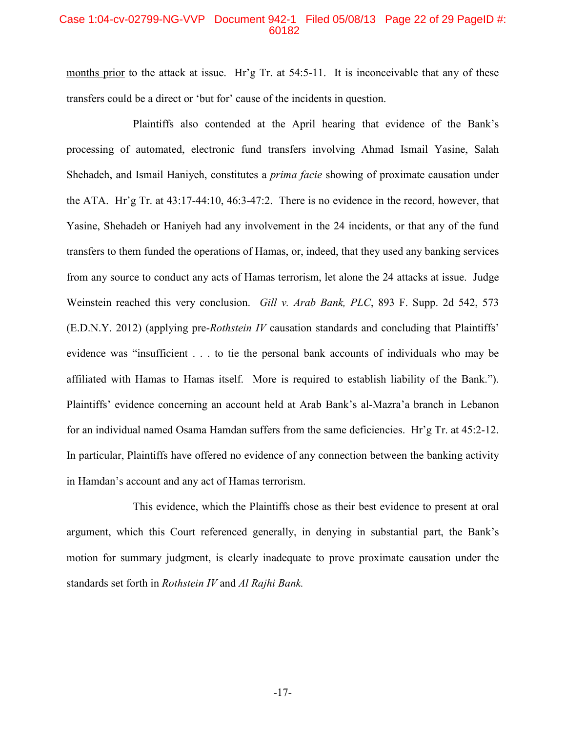months prior to the attack at issue. Hr'g Tr. at 54:5-11. It is inconceivable that any of these transfers could be a direct or 'but for' cause of the incidents in question.

Plaintiffs also contended at the April hearing that evidence of the Bank's processing of automated, electronic fund transfers involving Ahmad Ismail Yasine, Salah Shehadeh, and Ismail Haniyeh, constitutes a *prima facie* showing of proximate causation under the ATA. Hr'g Tr. at 43:17-44:10, 46:3-47:2. There is no evidence in the record, however, that Yasine, Shehadeh or Haniyeh had any involvement in the 24 incidents, or that any of the fund transfers to them funded the operations of Hamas, or, indeed, that they used any banking services from any source to conduct any acts of Hamas terrorism, let alone the 24 attacks at issue. Judge Weinstein reached this very conclusion. *Gill v. Arab Bank, PLC*, 893 F. Supp. 2d 542, 573 (E.D.N.Y. 2012) (applying pre-*Rothstein IV* causation standards and concluding that Plaintiffs' evidence was "insufficient . . . to tie the personal bank accounts of individuals who may be affiliated with Hamas to Hamas itself. More is required to establish liability of the Bank."). Plaintiffs' evidence concerning an account held at Arab Bank's al-Mazra'a branch in Lebanon for an individual named Osama Hamdan suffers from the same deficiencies. Hr'g Tr. at 45:2-12. In particular, Plaintiffs have offered no evidence of any connection between the banking activity in Hamdan's account and any act of Hamas terrorism.

This evidence, which the Plaintiffs chose as their best evidence to present at oral argument, which this Court referenced generally, in denying in substantial part, the Bank's motion for summary judgment, is clearly inadequate to prove proximate causation under the standards set forth in *Rothstein IV* and *Al Rajhi Bank.*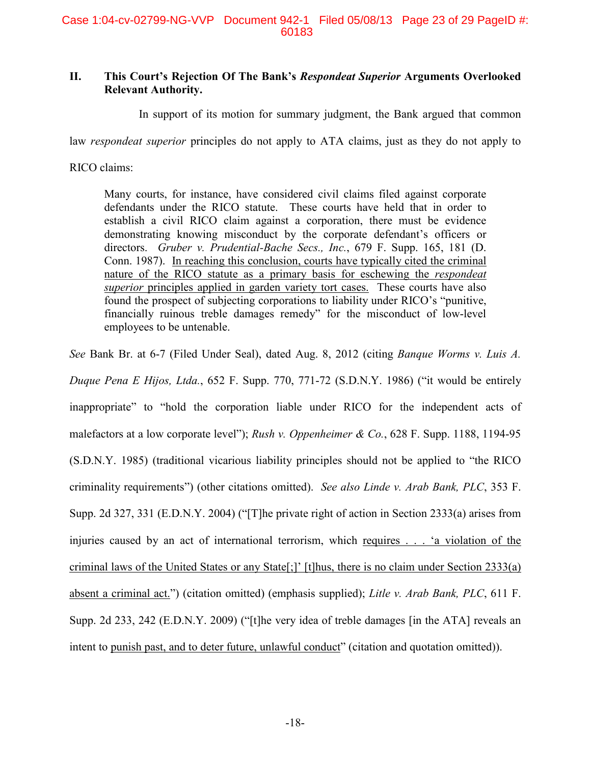## II. This Court's Rejection Of The Bank's *Respondeat Superior* Arguments Overlooked Relevant Authority.

In support of its motion for summary judgment, the Bank argued that common law *respondeat superior* principles do not apply to ATA claims, just as they do not apply to RICO claims:

> Many courts, for instance, have considered civil claims filed against corporate defendants under the RICO statute. These courts have held that in order to establish a civil RICO claim against a corporation, there must be evidence demonstrating knowing misconduct by the corporate defendant's officers or directors. *Gruber v. Prudential-Bache Secs., Inc.*, 679 F. Supp. 165, 181 (D. Conn. 1987). <u>In reaching this conclusion, courts have typically cited the criminal nature of the RICO statute as a primary basis for eschewing the *respondeat superior* principles applied in garden variety tort cases.</u> These courts have also found the prospect of subjecting corporations to liability under RICO's "punitive, financially ruinous treble damages remedy" for the misconduct of low-level employees to be untenable.

*See* Bank Br. at 6-7 (Filed Under Seal), dated Aug. 8, 2012 (citing *Banque Worms v. Luis A. Duque Pena E Hijos, Ltda.*, 652 F. Supp. 770, 771-72 (S.D.N.Y. 1986) ("it would be entirely inappropriate" to "hold the corporation liable under RICO for the independent acts of malefactors at a low corporate level"); *Rush v. Oppenheimer & Co.*, 628 F. Supp. 1188, 1194-95 (S.D.N.Y. 1985) (traditional vicarious liability principles should not be applied to "the RICO criminality requirements") (other citations omitted). *See also Linde v. Arab Bank, PLC*, 353 F. Supp. 2d 327, 331 (E.D.N.Y. 2004) ("[T]he private right of action in Section 2333(a) arises from injuries caused by an act of international terrorism, which <u>requires . . . 'a violation of the criminal laws of the United States or any State[;]' [t]hus, there is no claim under Section 2333(a) absent a criminal act.</u>") (citation omitted) (emphasis supplied); *Litle v. Arab Bank, PLC*, 611 F. Supp. 2d 233, 242 (E.D.N.Y. 2009) ("[t]he very idea of treble damages [in the ATA] reveals an intent to <u>punish past, and to deter future, unlawful conduct</u>" (citation and quotation omitted)).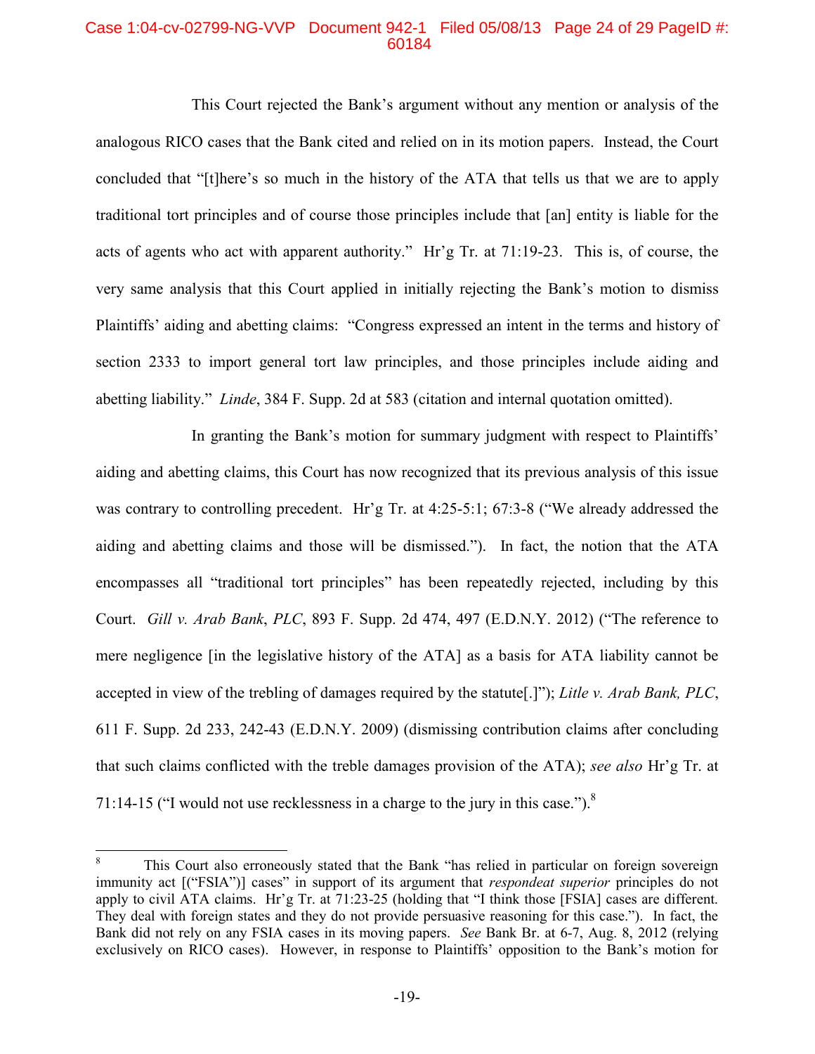This Court rejected the Bank's argument without any mention or analysis of the analogous RICO cases that the Bank cited and relied on in its motion papers. Instead, the Court concluded that "[t]here's so much in the history of the ATA that tells us that we are to apply traditional tort principles and of course those principles include that [an] entity is liable for the acts of agents who act with apparent authority." Hr'g Tr. at 71:19-23. This is, of course, the very same analysis that this Court applied in initially rejecting the Bank's motion to dismiss Plaintiffs' aiding and abetting claims: "Congress expressed an intent in the terms and history of section 2333 to import general tort law principles, and those principles include aiding and abetting liability." *Linde*, 384 F. Supp. 2d at 583 (citation and internal quotation omitted).

In granting the Bank's motion for summary judgment with respect to Plaintiffs' aiding and abetting claims, this Court has now recognized that its previous analysis of this issue was contrary to controlling precedent. Hr'g Tr. at 4:25-5:1; 67:3-8 ("We already addressed the aiding and abetting claims and those will be dismissed."). In fact, the notion that the ATA encompasses all "traditional tort principles" has been repeatedly rejected, including by this Court. *Gill v. Arab Bank*, *PLC*, 893 F. Supp. 2d 474, 497 (E.D.N.Y. 2012) ("The reference to mere negligence [in the legislative history of the ATA] as a basis for ATA liability cannot be accepted in view of the trebling of damages required by the statute[.]"); *Litle v. Arab Bank, PLC*, 611 F. Supp. 2d 233, 242-43 (E.D.N.Y. 2009) (dismissing contribution claims after concluding that such claims conflicted with the treble damages provision of the ATA); *see also* Hr'g Tr. at 71:14-15 ("I would not use recklessness in a charge to the jury in this case.").[8]

---

[8] This Court also erroneously stated that the Bank "has relied in particular on foreign sovereign immunity act [("FSIA")] cases" in support of its argument that *respondeat superior* principles do not apply to civil ATA claims. Hr'g Tr. at 71:23-25 (holding that "I think those [FSIA] cases are different. They deal with foreign states and they do not provide persuasive reasoning for this case."). In fact, the Bank did not rely on any FSIA cases in its moving papers. *See* Bank Br. at 6-7, Aug. 8, 2012 (relying exclusively on RICO cases). However, in response to Plaintiffs' opposition to the Bank's motion for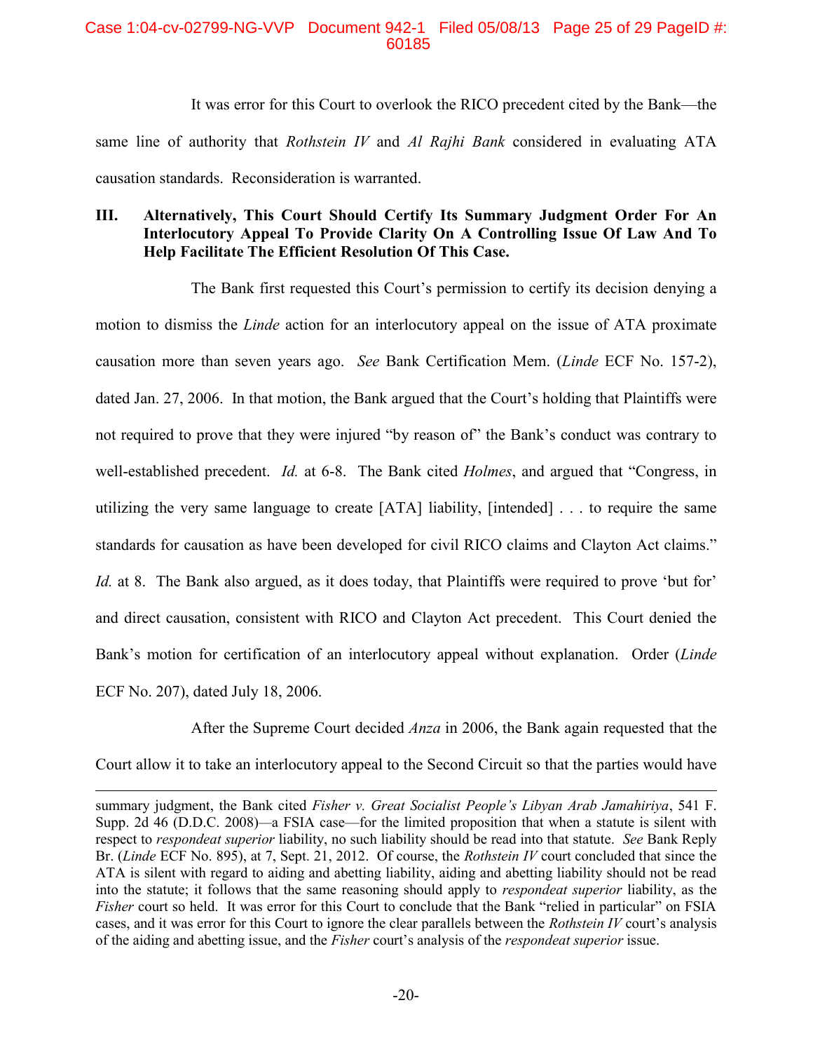It was error for this Court to overlook the RICO precedent cited by the Bank—the same line of authority that *Rothstein IV* and *Al Rajhi Bank* considered in evaluating ATA causation standards. Reconsideration is warranted.

## III. Alternatively, This Court Should Certify Its Summary Judgment Order For An Interlocutory Appeal To Provide Clarity On A Controlling Issue Of Law And To Help Facilitate The Efficient Resolution Of This Case.

The Bank first requested this Court's permission to certify its decision denying a motion to dismiss the *Linde* action for an interlocutory appeal on the issue of ATA proximate causation more than seven years ago. *See* Bank Certification Mem. (*Linde* ECF No. 157-2), dated Jan. 27, 2006. In that motion, the Bank argued that the Court's holding that Plaintiffs were not required to prove that they were injured "by reason of" the Bank's conduct was contrary to well-established precedent. *Id.* at 6-8. The Bank cited *Holmes*, and argued that "Congress, in utilizing the very same language to create [ATA] liability, [intended] . . . to require the same standards for causation as have been developed for civil RICO claims and Clayton Act claims." *Id.* at 8. The Bank also argued, as it does today, that Plaintiffs were required to prove 'but for' and direct causation, consistent with RICO and Clayton Act precedent. This Court denied the Bank's motion for certification of an interlocutory appeal without explanation. Order (*Linde* ECF No. 207), dated July 18, 2006.

After the Supreme Court decided *Anza* in 2006, the Bank again requested that the Court allow it to take an interlocutory appeal to the Second Circuit so that the parties would have

---

summary judgment, the Bank cited *Fisher v. Great Socialist People's Libyan Arab Jamahiriya*, 541 F. Supp. 2d 46 (D.D.C. 2008)—a FSIA case—for the limited proposition that when a statute is silent with respect to *respondeat superior* liability, no such liability should be read into that statute. *See* Bank Reply Br. (*Linde* ECF No. 895), at 7, Sept. 21, 2012. Of course, the *Rothstein IV* court concluded that since the ATA is silent with regard to aiding and abetting liability, aiding and abetting liability should not be read into the statute; it follows that the same reasoning should apply to *respondeat superior* liability, as the *Fisher* court so held. It was error for this Court to conclude that the Bank "relied in particular" on FSIA cases, and it was error for this Court to ignore the clear parallels between the *Rothstein IV* court's analysis of the aiding and abetting issue, and the *Fisher* court's analysis of the *respondeat superior* issue.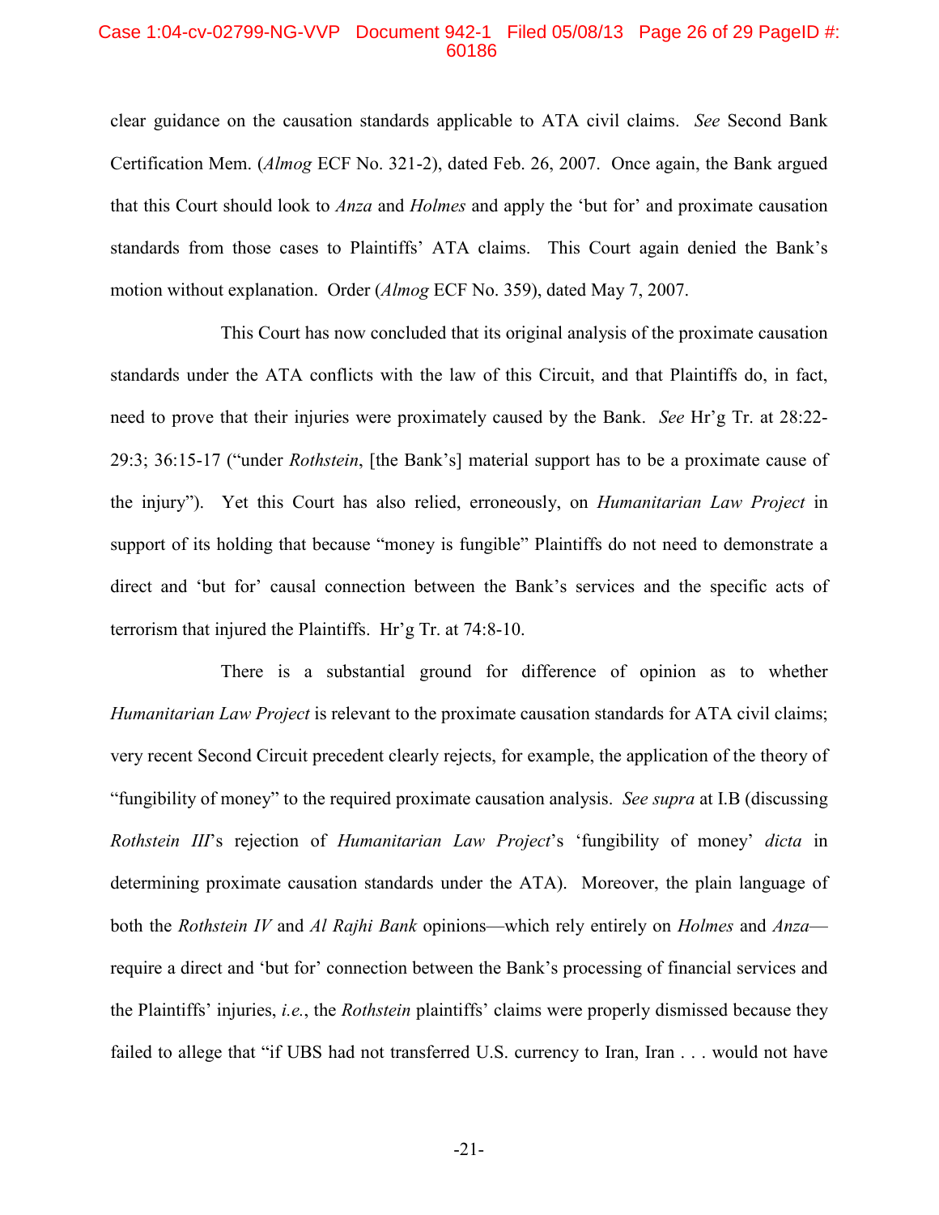clear guidance on the causation standards applicable to ATA civil claims. *See* Second Bank Certification Mem. (*Almog* ECF No. 321-2), dated Feb. 26, 2007. Once again, the Bank argued that this Court should look to *Anza* and *Holmes* and apply the 'but for' and proximate causation standards from those cases to Plaintiffs' ATA claims. This Court again denied the Bank's motion without explanation. Order (*Almog* ECF No. 359), dated May 7, 2007.

This Court has now concluded that its original analysis of the proximate causation standards under the ATA conflicts with the law of this Circuit, and that Plaintiffs do, in fact, need to prove that their injuries were proximately caused by the Bank. *See* Hr'g Tr. at 28:22-29:3; 36:15-17 ("under *Rothstein*, [the Bank's] material support has to be a proximate cause of the injury"). Yet this Court has also relied, erroneously, on *Humanitarian Law Project* in support of its holding that because "money is fungible" Plaintiffs do not need to demonstrate a direct and 'but for' causal connection between the Bank's services and the specific acts of terrorism that injured the Plaintiffs. Hr'g Tr. at 74:8-10.

There is a substantial ground for difference of opinion as to whether *Humanitarian Law Project* is relevant to the proximate causation standards for ATA civil claims; very recent Second Circuit precedent clearly rejects, for example, the application of the theory of "fungibility of money" to the required proximate causation analysis. *See supra* at I.B (discussing *Rothstein III*'s rejection of *Humanitarian Law Project*'s 'fungibility of money' *dicta* in determining proximate causation standards under the ATA). Moreover, the plain language of both the *Rothstein IV* and *Al Rajhi Bank* opinions—which rely entirely on *Holmes* and *Anza*—require a direct and 'but for' connection between the Bank's processing of financial services and the Plaintiffs' injuries, *i.e.*, the *Rothstein* plaintiffs' claims were properly dismissed because they failed to allege that "if UBS had not transferred U.S. currency to Iran, Iran . . . would not have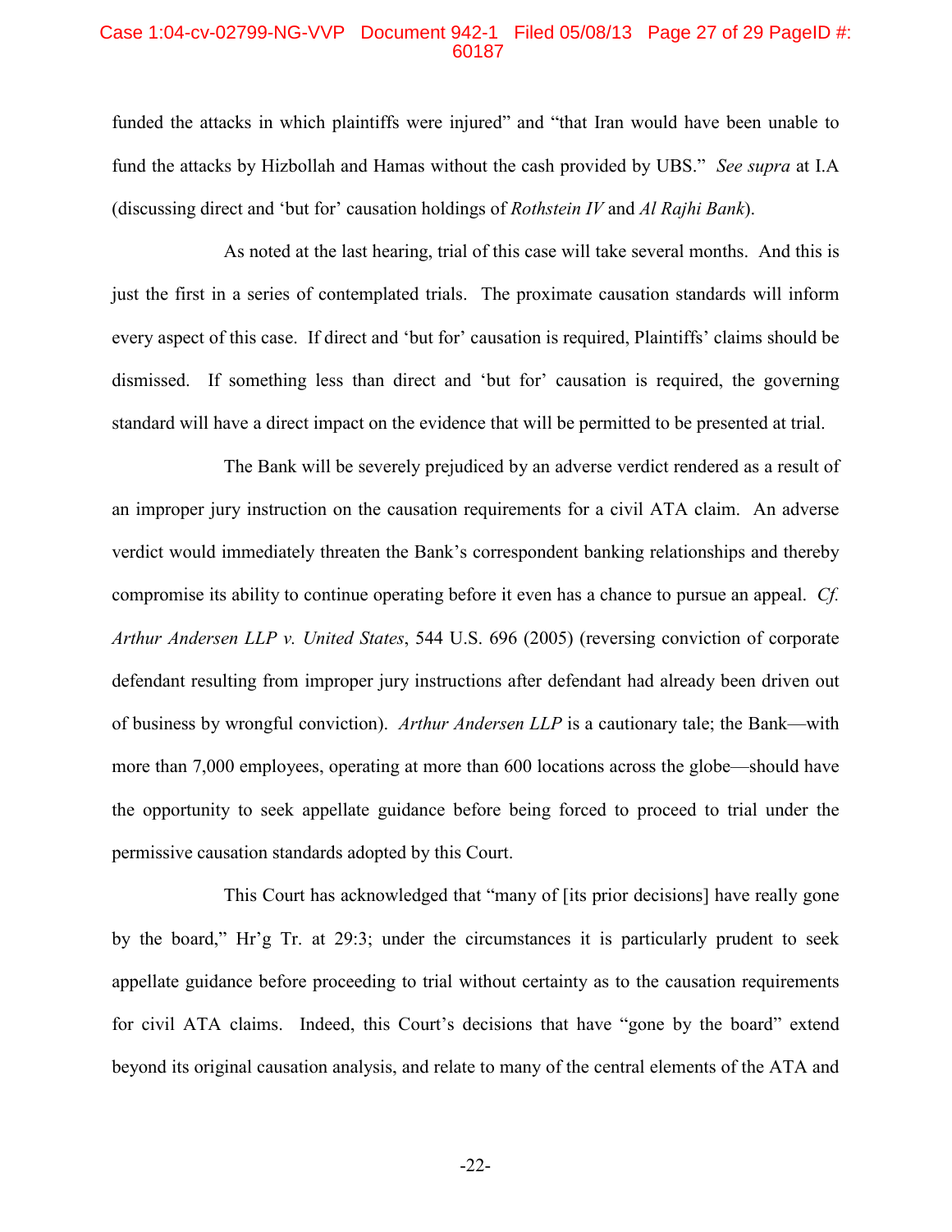funded the attacks in which plaintiffs were injured" and "that Iran would have been unable to fund the attacks by Hizbollah and Hamas without the cash provided by UBS." *See supra* at I.A (discussing direct and 'but for' causation holdings of *Rothstein IV* and *Al Rajhi Bank*).

As noted at the last hearing, trial of this case will take several months. And this is just the first in a series of contemplated trials. The proximate causation standards will inform every aspect of this case. If direct and 'but for' causation is required, Plaintiffs' claims should be dismissed. If something less than direct and 'but for' causation is required, the governing standard will have a direct impact on the evidence that will be permitted to be presented at trial.

The Bank will be severely prejudiced by an adverse verdict rendered as a result of an improper jury instruction on the causation requirements for a civil ATA claim. An adverse verdict would immediately threaten the Bank's correspondent banking relationships and thereby compromise its ability to continue operating before it even has a chance to pursue an appeal. *Cf. Arthur Andersen LLP v. United States*, 544 U.S. 696 (2005) (reversing conviction of corporate defendant resulting from improper jury instructions after defendant had already been driven out of business by wrongful conviction). *Arthur Andersen LLP* is a cautionary tale; the Bank—with more than 7,000 employees, operating at more than 600 locations across the globe—should have the opportunity to seek appellate guidance before being forced to proceed to trial under the permissive causation standards adopted by this Court.

This Court has acknowledged that "many of [its prior decisions] have really gone by the board," Hr'g Tr. at 29:3; under the circumstances it is particularly prudent to seek appellate guidance before proceeding to trial without certainty as to the causation requirements for civil ATA claims. Indeed, this Court's decisions that have "gone by the board" extend beyond its original causation analysis, and relate to many of the central elements of the ATA and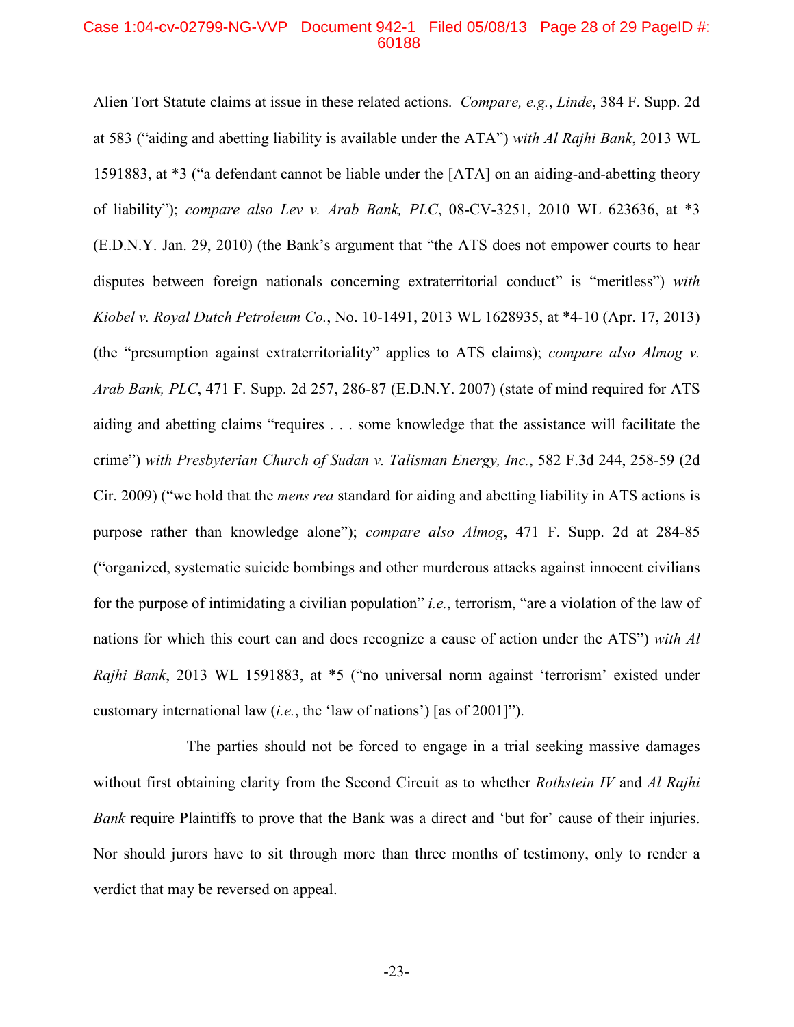Alien Tort Statute claims at issue in these related actions. *Compare, e.g.*, *Linde*, 384 F. Supp. 2d at 583 ("aiding and abetting liability is available under the ATA") *with Al Rajhi Bank*, 2013 WL 1591883, at *3 ("a defendant cannot be liable under the [ATA] on an aiding-and-abetting theory of liability"); *compare also Lev v. Arab Bank, PLC*, 08-CV-3251, 2010 WL 623636, at *3 (E.D.N.Y. Jan. 29, 2010) (the Bank's argument that "the ATS does not empower courts to hear disputes between foreign nationals concerning extraterritorial conduct" is "meritless") *with Kiobel v. Royal Dutch Petroleum Co.*, No. 10-1491, 2013 WL 1628935, at *4-10 (Apr. 17, 2013) (the "presumption against extraterritoriality" applies to ATS claims); *compare also Almog v. Arab Bank, PLC*, 471 F. Supp. 2d 257, 286-87 (E.D.N.Y. 2007) (state of mind required for ATS aiding and abetting claims "requires . . . some knowledge that the assistance will facilitate the crime") *with Presbyterian Church of Sudan v. Talisman Energy, Inc.*, 582 F.3d 244, 258-59 (2d Cir. 2009) ("we hold that the *mens rea* standard for aiding and abetting liability in ATS actions is purpose rather than knowledge alone"); *compare also Almog*, 471 F. Supp. 2d at 284-85 ("organized, systematic suicide bombings and other murderous attacks against innocent civilians for the purpose of intimidating a civilian population" *i.e.*, terrorism, "are a violation of the law of nations for which this court can and does recognize a cause of action under the ATS") *with Al Rajhi Bank*, 2013 WL 1591883, at *5 ("no universal norm against 'terrorism' existed under customary international law (*i.e.*, the 'law of nations') [as of 2001]").

The parties should not be forced to engage in a trial seeking massive damages without first obtaining clarity from the Second Circuit as to whether *Rothstein IV* and *Al Rajhi Bank* require Plaintiffs to prove that the Bank was a direct and 'but for' cause of their injuries. Nor should jurors have to sit through more than three months of testimony, only to render a verdict that may be reversed on appeal.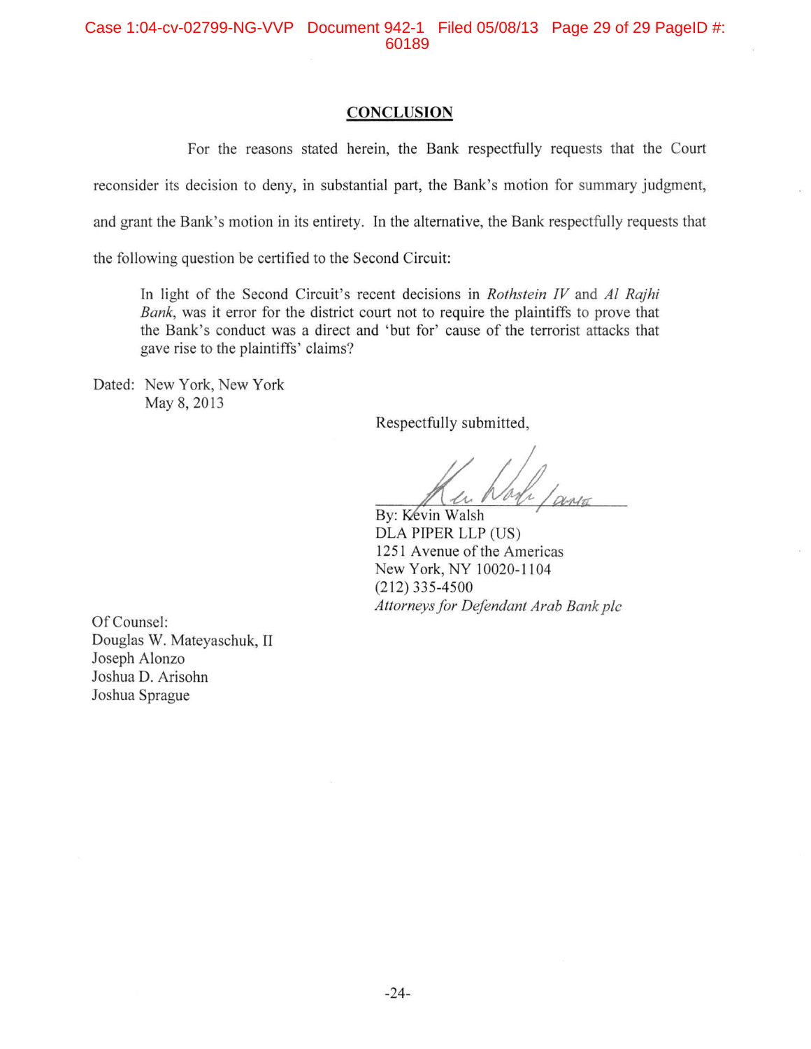## CONCLUSION

For the reasons stated herein, the Bank respectfully requests that the Court reconsider its decision to deny, in substantial part, the Bank's motion for summary judgment, and grant the Bank's motion in its entirety. In the alternative, the Bank respectfully requests that the following question be certified to the Second Circuit:

> In light of the Second Circuit's recent decisions in *Rothstein IV* and *Al Rajhi Bank*, was it error for the district court not to require the plaintiffs to prove that the Bank's conduct was a direct and 'but for' cause of the terrorist attacks that gave rise to the plaintiffs' claims?

Dated: New York, New York
May 8, 2013

Respectfully submitted,

By: Kevin Walsh
DLA PIPER LLP (US)
1251 Avenue of the Americas
New York, NY 10020-1104
(212) 335-4500
*Attorneys for Defendant Arab Bank plc*

Of Counsel:
Douglas W. Mateyaschuk, II
Joseph Alonzo
Joshua D. Arisohn
Joshua Sprague